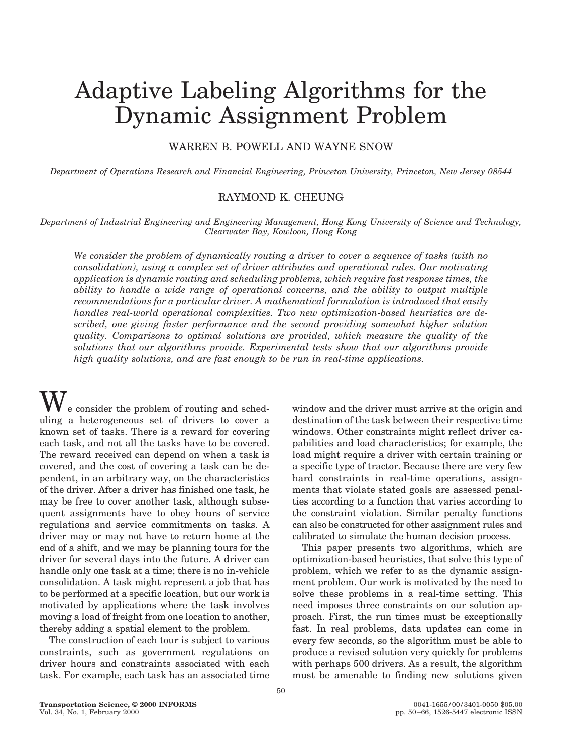# Adaptive Labeling Algorithms for the Dynamic Assignment Problem

WARREN B. POWELL AND WAYNE SNOW

*Department of Operations Research and Financial Engineering, Princeton University, Princeton, New Jersey 08544*

RAYMOND K. CHEUNG

*Department of Industrial Engineering and Engineering Management, Hong Kong University of Science and Technology, Clearwater Bay, Kowloon, Hong Kong*

*We consider the problem of dynamically routing a driver to cover a sequence of tasks (with no consolidation), using a complex set of driver attributes and operational rules. Our motivating application is dynamic routing and scheduling problems, which require fast response times, the ability to handle a wide range of operational concerns, and the ability to output multiple recommendations for a particular driver. A mathematical formulation is introduced that easily handles real-world operational complexities. Two new optimization-based heuristics are described, one giving faster performance and the second providing somewhat higher solution quality. Comparisons to optimal solutions are provided, which measure the quality of the solutions that our algorithms provide. Experimental tests show that our algorithms provide high quality solutions, and are fast enough to be run in real-time applications.*

We consider the problem of routing and scheduling a heterogeneous set of drivers to cover a known set of tasks. There is a reward for covering each task, and not all the tasks have to be covered. The reward received can depend on when a task is covered, and the cost of covering a task can be dependent, in an arbitrary way, on the characteristics of the driver. After a driver has finished one task, he may be free to cover another task, although subsequent assignments have to obey hours of service regulations and service commitments on tasks. A driver may or may not have to return home at the end of a shift, and we may be planning tours for the driver for several days into the future. A driver can handle only one task at a time; there is no in-vehicle consolidation. A task might represent a job that has to be performed at a specific location, but our work is motivated by applications where the task involves moving a load of freight from one location to another, thereby adding a spatial element to the problem.

The construction of each tour is subject to various constraints, such as government regulations on driver hours and constraints associated with each task. For example, each task has an associated time window and the driver must arrive at the origin and destination of the task between their respective time windows. Other constraints might reflect driver capabilities and load characteristics; for example, the load might require a driver with certain training or a specific type of tractor. Because there are very few hard constraints in real-time operations, assignments that violate stated goals are assessed penalties according to a function that varies according to the constraint violation. Similar penalty functions can also be constructed for other assignment rules and calibrated to simulate the human decision process.

This paper presents two algorithms, which are optimization-based heuristics, that solve this type of problem, which we refer to as the dynamic assignment problem. Our work is motivated by the need to solve these problems in a real-time setting. This need imposes three constraints on our solution approach. First, the run times must be exceptionally fast. In real problems, data updates can come in every few seconds, so the algorithm must be able to produce a revised solution very quickly for problems with perhaps 500 drivers. As a result, the algorithm must be amenable to finding new solutions given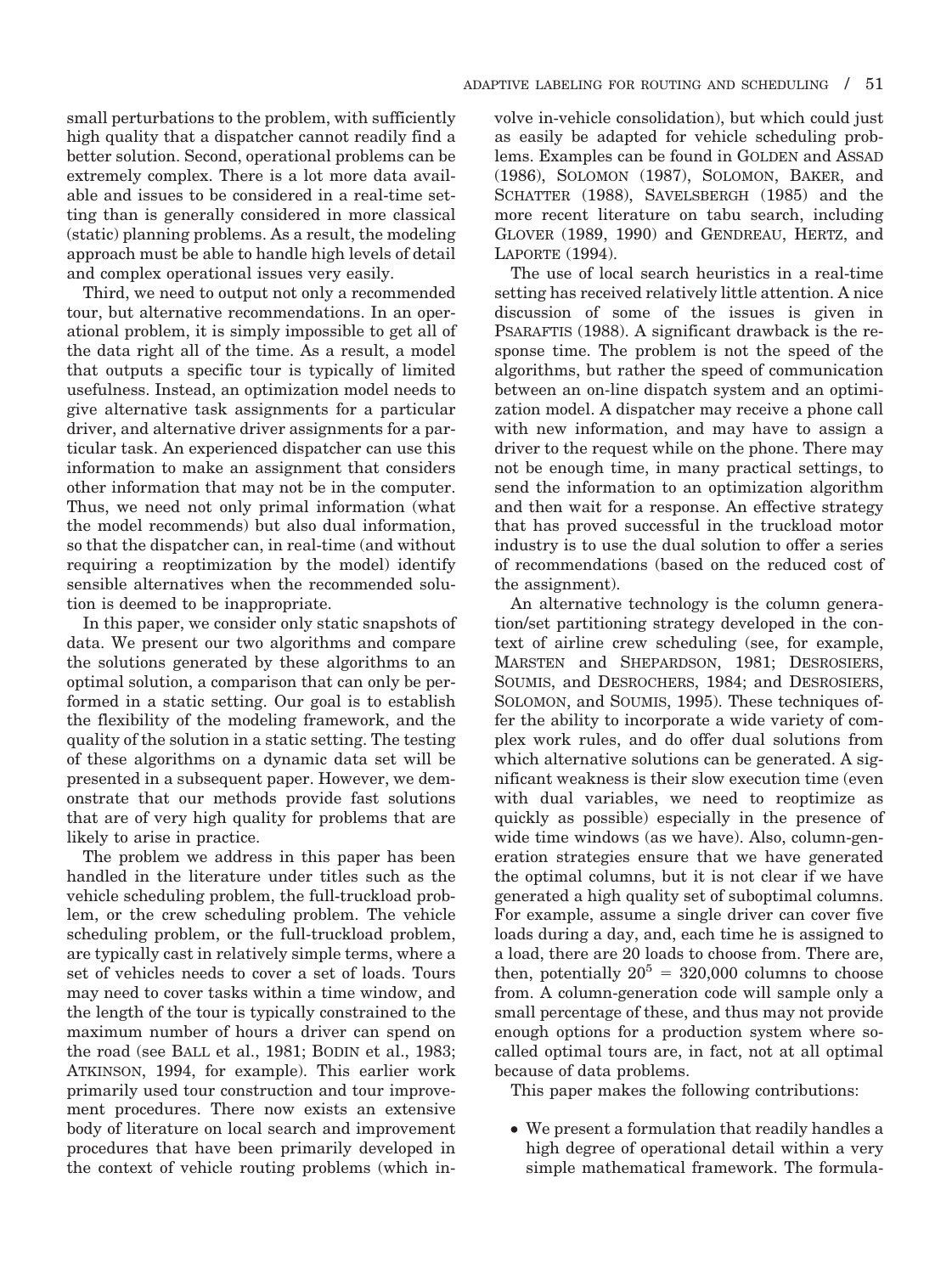small perturbations to the problem, with sufficiently high quality that a dispatcher cannot readily find a better solution. Second, operational problems can be extremely complex. There is a lot more data available and issues to be considered in a real-time setting than is generally considered in more classical (static) planning problems. As a result, the modeling approach must be able to handle high levels of detail and complex operational issues very easily.

Third, we need to output not only a recommended tour, but alternative recommendations. In an operational problem, it is simply impossible to get all of the data right all of the time. As a result, a model that outputs a specific tour is typically of limited usefulness. Instead, an optimization model needs to give alternative task assignments for a particular driver, and alternative driver assignments for a particular task. An experienced dispatcher can use this information to make an assignment that considers other information that may not be in the computer. Thus, we need not only primal information (what the model recommends) but also dual information, so that the dispatcher can, in real-time (and without requiring a reoptimization by the model) identify sensible alternatives when the recommended solution is deemed to be inappropriate.

In this paper, we consider only static snapshots of data. We present our two algorithms and compare the solutions generated by these algorithms to an optimal solution, a comparison that can only be performed in a static setting. Our goal is to establish the flexibility of the modeling framework, and the quality of the solution in a static setting. The testing of these algorithms on a dynamic data set will be presented in a subsequent paper. However, we demonstrate that our methods provide fast solutions that are of very high quality for problems that are likely to arise in practice.

The problem we address in this paper has been handled in the literature under titles such as the vehicle scheduling problem, the full-truckload problem, or the crew scheduling problem. The vehicle scheduling problem, or the full-truckload problem, are typically cast in relatively simple terms, where a set of vehicles needs to cover a set of loads. Tours may need to cover tasks within a time window, and the length of the tour is typically constrained to the maximum number of hours a driver can spend on the road (see BALL et al., 1981; BODIN et al., 1983; ATKINSON, 1994, for example). This earlier work primarily used tour construction and tour improvement procedures. There now exists an extensive body of literature on local search and improvement procedures that have been primarily developed in the context of vehicle routing problems (which involve in-vehicle consolidation), but which could just as easily be adapted for vehicle scheduling problems. Examples can be found in GOLDEN and ASSAD (1986), SOLOMON (1987), SOLOMON, BAKER, and SCHATTER (1988), SAVELSBERGH (1985) and the more recent literature on tabu search, including GLOVER (1989, 1990) and GENDREAU, HERTZ, and LAPORTE (1994).

The use of local search heuristics in a real-time setting has received relatively little attention. A nice discussion of some of the issues is given in PSARAFTIS (1988). A significant drawback is the response time. The problem is not the speed of the algorithms, but rather the speed of communication between an on-line dispatch system and an optimization model. A dispatcher may receive a phone call with new information, and may have to assign a driver to the request while on the phone. There may not be enough time, in many practical settings, to send the information to an optimization algorithm and then wait for a response. An effective strategy that has proved successful in the truckload motor industry is to use the dual solution to offer a series of recommendations (based on the reduced cost of the assignment).

An alternative technology is the column generation/set partitioning strategy developed in the context of airline crew scheduling (see, for example, MARSTEN and SHEPARDSON, 1981; DESROSIERS, SOUMIS, and DESROCHERS, 1984; and DESROSIERS, SOLOMON, and SOUMIS, 1995). These techniques offer the ability to incorporate a wide variety of complex work rules, and do offer dual solutions from which alternative solutions can be generated. A significant weakness is their slow execution time (even with dual variables, we need to reoptimize as quickly as possible) especially in the presence of wide time windows (as we have). Also, column-generation strategies ensure that we have generated the optimal columns, but it is not clear if we have generated a high quality set of suboptimal columns. For example, assume a single driver can cover five loads during a day, and, each time he is assigned to a load, there are 20 loads to choose from. There are, then, potentially $20^5 = 320{,}000$ columns to choose from. A column-generation code will sample only a small percentage of these, and thus may not provide enough options for a production system where so-called optimal tours are, in fact, not at all optimal because of data problems.

This paper makes the following contributions:

- We present a formulation that readily handles a high degree of operational detail within a very simple mathematical framework. The formula-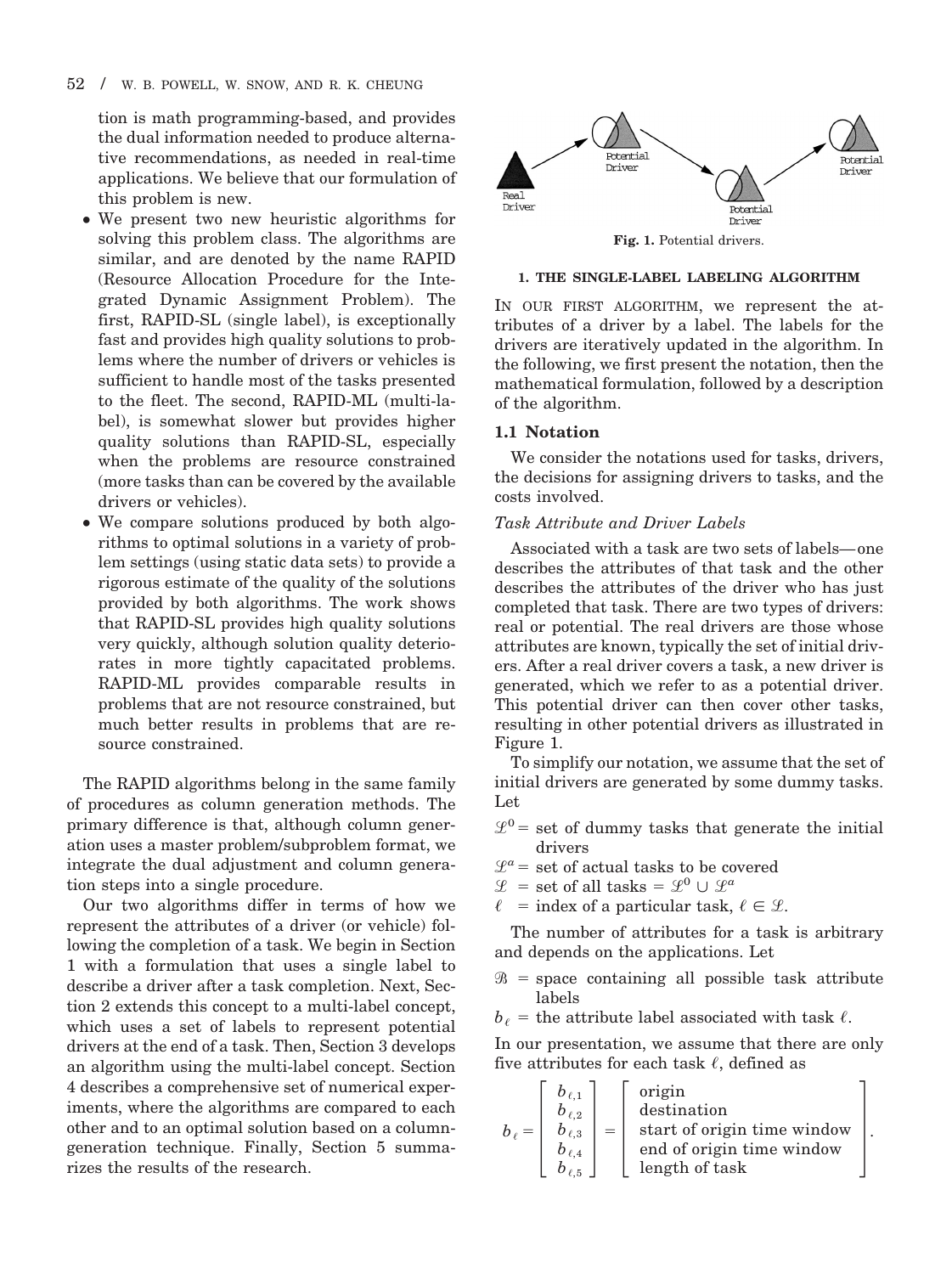tion is math programming-based, and provides the dual information needed to produce alternative recommendations, as needed in real-time applications. We believe that our formulation of this problem is new.

- We present two new heuristic algorithms for solving this problem class. The algorithms are similar, and are denoted by the name RAPID (Resource Allocation Procedure for the Integrated Dynamic Assignment Problem). The first, RAPID-SL (single label), is exceptionally fast and provides high quality solutions to problems where the number of drivers or vehicles is sufficient to handle most of the tasks presented to the fleet. The second, RAPID-ML (multi-label), is somewhat slower but provides higher quality solutions than RAPID-SL, especially when the problems are resource constrained (more tasks than can be covered by the available drivers or vehicles).
- We compare solutions produced by both algorithms to optimal solutions in a variety of problem settings (using static data sets) to provide a rigorous estimate of the quality of the solutions provided by both algorithms. The work shows that RAPID-SL provides high quality solutions very quickly, although solution quality deteriorates in more tightly capacitated problems. RAPID-ML provides comparable results in problems that are not resource constrained, but much better results in problems that are resource constrained.

The RAPID algorithms belong in the same family of procedures as column generation methods. The primary difference is that, although column generation uses a master problem/subproblem format, we integrate the dual adjustment and column generation steps into a single procedure.

Our two algorithms differ in terms of how we represent the attributes of a driver (or vehicle) following the completion of a task. We begin in Section 1 with a formulation that uses a single label to describe a driver after a task completion. Next, Section 2 extends this concept to a multi-label concept, which uses a set of labels to represent potential drivers at the end of a task. Then, Section 3 develops an algorithm using the multi-label concept. Section 4 describes a comprehensive set of numerical experiments, where the algorithms are compared to each other and to an optimal solution based on a column-generation technique. Finally, Section 5 summarizes the results of the research.

**Fig. 1.** Potential drivers.

## 1. THE SINGLE-LABEL LABELING ALGORITHM

IN OUR FIRST ALGORITHM, we represent the attributes of a driver by a label. The labels for the drivers are iteratively updated in the algorithm. In the following, we first present the notation, then the mathematical formulation, followed by a description of the algorithm.

### 1.1 Notation

We consider the notations used for tasks, drivers, the decisions for assigning drivers to tasks, and the costs involved.

*Task Attribute and Driver Labels*

Associated with a task are two sets of labels—one describes the attributes of that task and the other describes the attributes of the driver who has just completed that task. There are two types of drivers: real or potential. The real drivers are those whose attributes are known, typically the set of initial drivers. After a real driver covers a task, a new driver is generated, which we refer to as a potential driver. This potential driver can then cover other tasks, resulting in other potential drivers as illustrated in Figure 1.

To simplify our notation, we assume that the set of initial drivers are generated by some dummy tasks. Let

$\mathcal{L}^0$ = set of dummy tasks that generate the initial drivers

$\mathcal{L}^a$ = set of actual tasks to be covered

$\mathcal{L}$ = set of all tasks = $\mathcal{L}^0 \cup \mathcal{L}^a$

$\ell$ = index of a particular task, $\ell \in \mathcal{L}$.

The number of attributes for a task is arbitrary and depends on the applications. Let

$\mathcal{B}$ = space containing all possible task attribute labels

$b_\ell$ = the attribute label associated with task $\ell$.

In our presentation, we assume that there are only five attributes for each task $\ell$, defined as

$$b_\ell = \begin{bmatrix} b_{\ell,1} \\ b_{\ell,2} \\ b_{\ell,3} \\ b_{\ell,4} \\ b_{\ell,5} \end{bmatrix} = \begin{bmatrix} \text{origin} \\ \text{destination} \\ \text{start of origin time window} \\ \text{end of origin time window} \\ \text{length of task} \end{bmatrix}.$$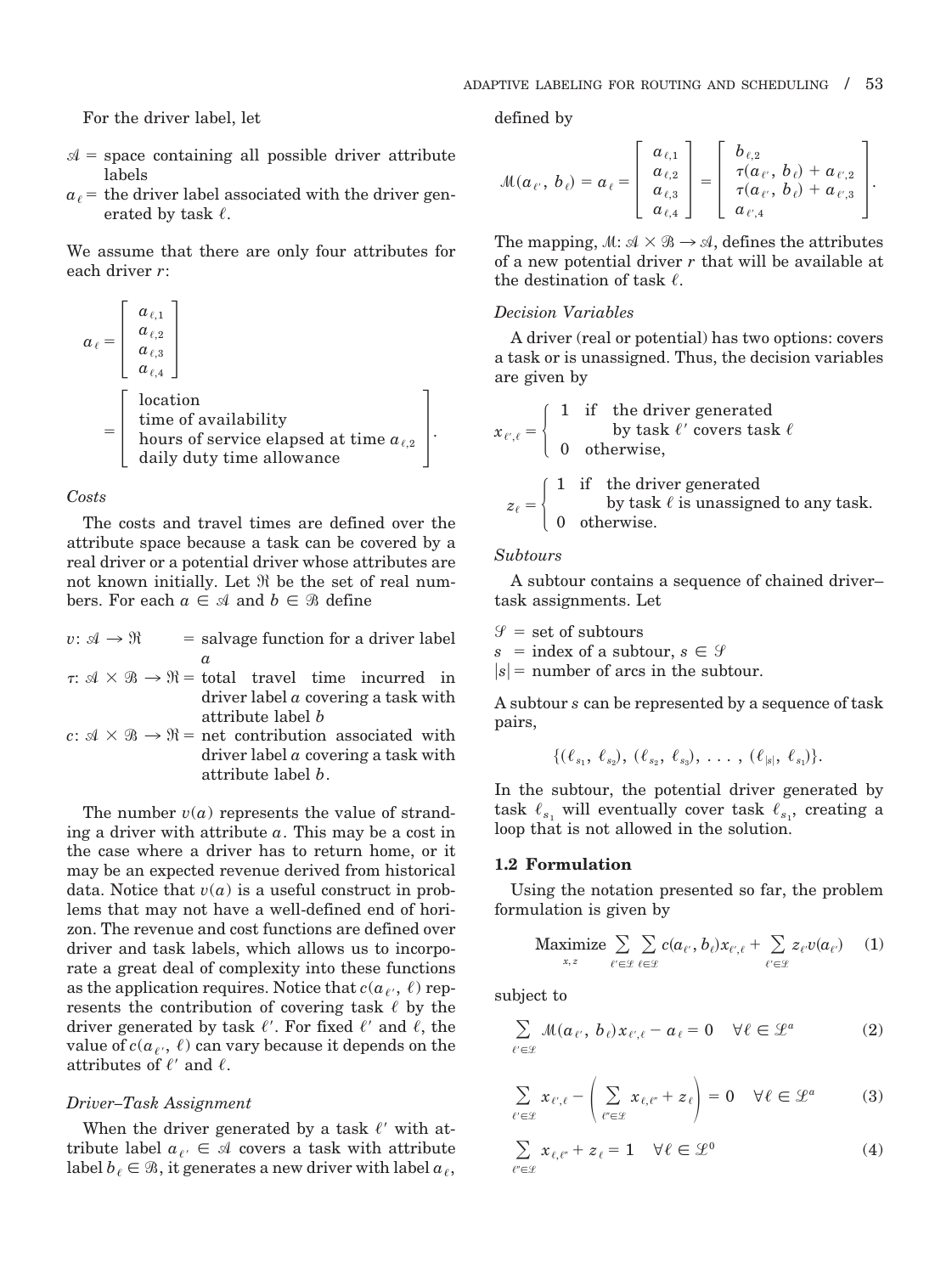For the driver label, let

$\mathcal{A}$ = space containing all possible driver attribute labels

$a_\ell$ = the driver label associated with the driver generated by task $\ell$.

We assume that there are only four attributes for each driver $r$:

$$a_\ell = \begin{bmatrix} a_{\ell,1} \\ a_{\ell,2} \\ a_{\ell,3} \\ a_{\ell,4} \end{bmatrix} = \begin{bmatrix} \text{location} \\ \text{time of availability} \\ \text{hours of service elapsed at time } a_{\ell,2} \\ \text{daily duty time allowance} \end{bmatrix}.$$

*Costs*

The costs and travel times are defined over the attribute space because a task can be covered by a real driver or a potential driver whose attributes are not known initially. Let $\Re$ be the set of real numbers. For each $a \in \mathcal{A}$ and $b \in \mathcal{B}$ define

$v: \mathcal{A} \rightarrow \Re$ = salvage function for a driver label $a$

$\tau: \mathcal{A} \times \mathcal{B} \rightarrow \Re$ = total travel time incurred in driver label $a$ covering a task with attribute label $b$

$c: \mathcal{A} \times \mathcal{B} \rightarrow \Re$ = net contribution associated with driver label $a$ covering a task with attribute label $b$.

The number $v(a)$ represents the value of stranding a driver with attribute $a$. This may be a cost in the case where a driver has to return home, or it may be an expected revenue derived from historical data. Notice that $v(a)$ is a useful construct in problems that may not have a well-defined end of horizon. The revenue and cost functions are defined over driver and task labels, which allows us to incorporate a great deal of complexity into these functions as the application requires. Notice that $c(a_{\ell'}, \ell)$ represents the contribution of covering task $\ell$ by the driver generated by task $\ell'$. For fixed $\ell'$ and $\ell$, the value of $c(a_{\ell'}, \ell)$ can vary because it depends on the attributes of $\ell'$ and $\ell$.

*Driver–Task Assignment*

When the driver generated by a task $\ell'$ with attribute label $a_{\ell'} \in \mathcal{A}$ covers a task with attribute label $b_\ell \in \mathcal{B}$, it generates a new driver with label $a_\ell$, defined by

$$\mathcal{M}(a_{\ell'}, b_\ell) = a_\ell = \begin{bmatrix} a_{\ell,1} \\ a_{\ell,2} \\ a_{\ell,3} \\ a_{\ell,4} \end{bmatrix} = \begin{bmatrix} b_{\ell,2} \\ \tau(a_{\ell'}, b_\ell) + a_{\ell',2} \\ \tau(a_{\ell'}, b_\ell) + a_{\ell',3} \\ a_{\ell',4} \end{bmatrix}.$$

The mapping, $\mathcal{M}: \mathcal{A} \times \mathcal{B} \rightarrow \mathcal{A}$, defines the attributes of a new potential driver $r$ that will be available at the destination of task $\ell$.

*Decision Variables*

A driver (real or potential) has two options: covers a task or is unassigned. Thus, the decision variables are given by

$$x_{\ell',\ell} = \begin{cases} 1 & \text{if the driver generated by task } \ell' \text{ covers task } \ell \\ 0 & \text{otherwise,} \end{cases}$$

$$z_\ell = \begin{cases} 1 & \text{if the driver generated by task } \ell \text{ is unassigned to any task.} \\ 0 & \text{otherwise.} \end{cases}$$

*Subtours*

A subtour contains a sequence of chained driver–task assignments. Let

$\mathcal{S}$ = set of subtours

$s$ = index of a subtour, $s \in \mathcal{S}$

$|s|$ = number of arcs in the subtour.

A subtour $s$ can be represented by a sequence of task pairs,

$$\{(\ell_{s_1}, \ell_{s_2}), (\ell_{s_2}, \ell_{s_3}), \ldots, (\ell_{|s|}, \ell_{s_1})\}.$$

In the subtour, the potential driver generated by task $\ell_{s_1}$ will eventually cover task $\ell_{s_1}$, creating a loop that is not allowed in the solution.

### 1.2 Formulation

Using the notation presented so far, the problem formulation is given by

$$\underset{x,z}{\text{Maximize}} \sum_{\ell' \in \mathcal{L}} \sum_{\ell \in \mathcal{L}} c(a_{\ell'}, b_\ell) x_{\ell',\ell} + \sum_{\ell' \in \mathcal{L}} z_{\ell'} v(a_{\ell'}) \quad (1)$$

subject to

$$\sum_{\ell' \in \mathcal{L}} \mathcal{M}(a_{\ell'}, b_\ell) x_{\ell',\ell} - a_\ell = 0 \quad \forall \ell \in \mathcal{L}^a \quad (2)$$

$$\sum_{\ell' \in \mathcal{L}} x_{\ell',\ell} - \left( \sum_{\ell'' \in \mathcal{L}} x_{\ell,\ell''} + z_\ell \right) = 0 \quad \forall \ell \in \mathcal{L}^a \quad (3)$$

$$\sum_{\ell'' \in \mathcal{L}} x_{\ell,\ell''} + z_\ell = 1 \quad \forall \ell \in \mathcal{L}^0 \quad (4)$$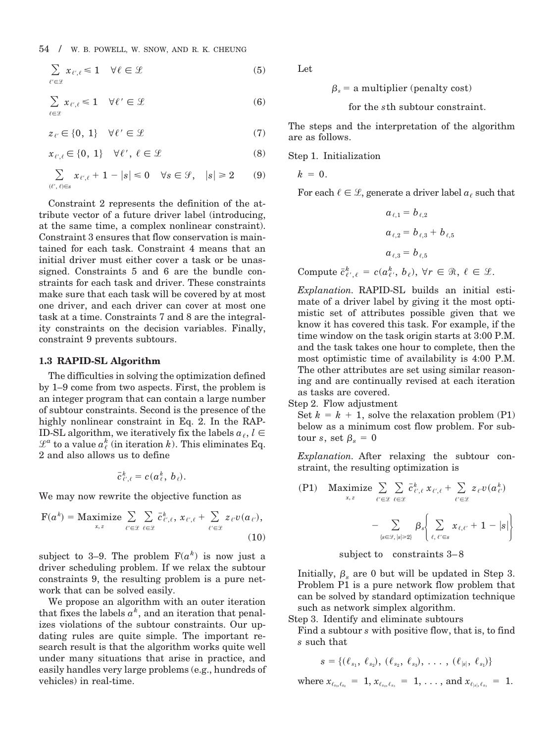$$\sum_{\ell' \in \mathcal{L}} x_{\ell',\ell} \leqslant 1 \quad \forall \ell \in \mathcal{L} \tag{5}$$

$$\sum_{\ell \in \mathcal{L}} x_{\ell',\ell} \leqslant 1 \quad \forall \ell' \in \mathcal{L} \tag{6}$$

$$z_{\ell'} \in \{0, 1\} \quad \forall \ell' \in \mathcal{L} \tag{7}$$

$$x_{\ell',\ell} \in \{0, 1\} \quad \forall \ell', \ell \in \mathcal{L} \tag{8}$$

$$\sum_{(\ell',\ell) \in s} x_{\ell',\ell} + 1 - |s| \leqslant 0 \quad \forall s \in \mathcal{S}, \quad |s| \geqslant 2 \tag{9}$$

Constraint 2 represents the definition of the attribute vector of a future driver label (introducing, at the same time, a complex nonlinear constraint). Constraint 3 ensures that flow conservation is maintained for each task. Constraint 4 means that an initial driver must either cover a task or be unassigned. Constraints 5 and 6 are the bundle constraints for each task and driver. These constraints make sure that each task will be covered by at most one driver, and each driver can cover at most one task at a time. Constraints 7 and 8 are the integrality constraints on the decision variables. Finally, constraint 9 prevents subtours.

### 1.3 RAPID-SL Algorithm

The difficulties in solving the optimization defined by 1–9 come from two aspects. First, the problem is an integer program that can contain a large number of subtour constraints. Second is the presence of the highly nonlinear constraint in Eq. 2. In the RAPID-SL algorithm, we iteratively fix the labels $a_\ell$, $l \in \mathcal{L}^a$ to a value $a_\ell^k$ (in iteration $k$). This eliminates Eq. 2 and also allows us to define

$$\bar{c}^k_{\ell',\ell} = c(a^k_\ell, b_\ell).$$

We may now rewrite the objective function as

$$F(a^k) = \underset{x,z}{\text{Maximize}} \sum_{\ell' \in \mathcal{L}} \sum_{\ell \in \mathcal{L}} \bar{c}^k_{\ell',\ell}, x_{\ell',\ell} + \sum_{\ell' \in \mathcal{L}} z_{\ell'} v(a_{\ell'}), \tag{10}$$

subject to 3–9. The problem $F(a^k)$ is now just a driver scheduling problem. If we relax the subtour constraints 9, the resulting problem is a pure network that can be solved easily.

We propose an algorithm with an outer iteration that fixes the labels $a^k$, and an iteration that penalizes violations of the subtour constraints. Our updating rules are quite simple. The important research result is that the algorithm works quite well under many situations that arise in practice, and easily handles very large problems (e.g., hundreds of vehicles) in real-time.

Let

$\beta_s$ = a multiplier (penalty cost) for the $s$th subtour constraint.

The steps and the interpretation of the algorithm are as follows.

Step 1. Initialization

$k = 0$.

For each $\ell \in \mathcal{L}$, generate a driver label $a_\ell$ such that

$$a_{\ell,1} = b_{\ell,2}$$
$$a_{\ell,2} = b_{\ell,3} + b_{\ell,5}$$
$$a_{\ell,3} = b_{\ell,5}$$

Compute $\bar{c}^k_{\ell',\ell} = c(a^k_{\ell'}, b_\ell)$, $\forall r \in \mathcal{R}$, $\ell \in \mathcal{L}$.

*Explanation.* RAPID-SL builds an initial estimate of a driver label by giving it the most optimistic set of attributes possible given that we know it has covered this task. For example, if the time window on the task origin starts at 3:00 P.M. and the task takes one hour to complete, then the most optimistic time of availability is 4:00 P.M. The other attributes are set using similar reasoning and are continually revised at each iteration as tasks are covered.

Step 2. Flow adjustment

Set $k = k + 1$, solve the relaxation problem (P1) below as a minimum cost flow problem. For subtour $s$, set $\beta_s = 0$

*Explanation.* After relaxing the subtour constraint, the resulting optimization is

$$\text{(P1)} \quad \underset{x,z}{\text{Maximize}} \sum_{\ell' \in \mathcal{L}} \sum_{\ell \in \mathcal{L}} \bar{c}^k_{\ell',\ell} x_{\ell',\ell} + \sum_{\ell' \in \mathcal{L}} z_{\ell'} v(a^k_{\ell'}) - \sum_{\{s \in \mathcal{S}, |s| \geqslant 2\}} \beta_s \left\{ \sum_{\ell, \ell' \in s} x_{\ell,\ell'} + 1 - |s| \right\}$$

subject to constraints 3–8

Initially, $\beta_s$ are 0 but will be updated in Step 3. Problem P1 is a pure network flow problem that can be solved by standard optimization technique such as network simplex algorithm.

Step 3. Identify and eliminate subtours

Find a subtour $s$ with positive flow, that is, to find $s$ such that

$$s = \{(\ell_{s_1}, \ell_{s_2}), (\ell_{s_2}, \ell_{s_3}), \ldots, (\ell_{|s|}, \ell_{s_1})\}$$

where $x_{\ell_{s_1},\ell_{s_2}} = 1$, $x_{\ell_{s_2},\ell_{s_3}} = 1, \ldots,$ and $x_{\ell_{|s|},\ell_{s_1}} = 1$.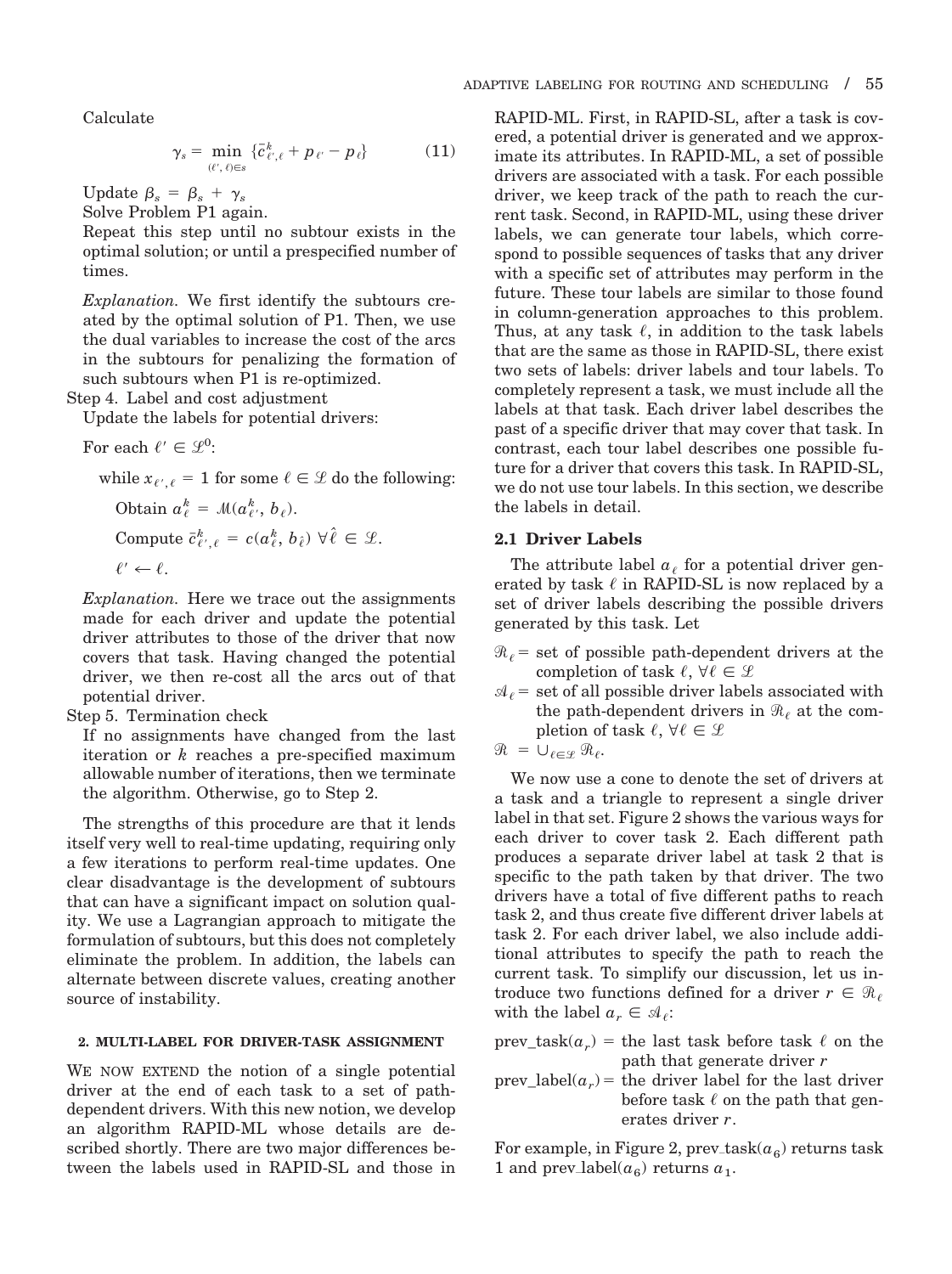Calculate

$$\gamma_s = \min_{(\ell', \ell) \in s} \{\bar{c}^k_{\ell', \ell} + p_{\ell'} - p_\ell\} \tag{11}$$

Update $\beta_s = \beta_s + \gamma_s$

Solve Problem P1 again.

Repeat this step until no subtour exists in the optimal solution; or until a prespecified number of times.

*Explanation.* We first identify the subtours created by the optimal solution of P1. Then, we use the dual variables to increase the cost of the arcs in the subtours for penalizing the formation of such subtours when P1 is re-optimized.

Step 4. Label and cost adjustment

Update the labels for potential drivers:

For each $\ell' \in \mathscr{L}^0$:

while $x_{\ell', \ell} = 1$ for some $\ell \in \mathscr{L}$ do the following:

Obtain $a^k_\ell = \mathcal{M}(a^k_{\ell'}, b_\ell)$.

Compute $\bar{c}^k_{\ell', \ell} = c(a^k_\ell, b_{\hat{\ell}})\ \forall \hat{\ell} \in \mathscr{L}$.

$\ell' \leftarrow \ell$.

*Explanation.* Here we trace out the assignments made for each driver and update the potential driver attributes to those of the driver that now covers that task. Having changed the potential driver, we then re-cost all the arcs out of that potential driver.

Step 5. Termination check

If no assignments have changed from the last iteration or $k$ reaches a pre-specified maximum allowable number of iterations, then we terminate the algorithm. Otherwise, go to Step 2.

The strengths of this procedure are that it lends itself very well to real-time updating, requiring only a few iterations to perform real-time updates. One clear disadvantage is the development of subtours that can have a significant impact on solution quality. We use a Lagrangian approach to mitigate the formulation of subtours, but this does not completely eliminate the problem. In addition, the labels can alternate between discrete values, creating another source of instability.

## 2. MULTI-LABEL FOR DRIVER-TASK ASSIGNMENT

WE NOW EXTEND the notion of a single potential driver at the end of each task to a set of path-dependent drivers. With this new notion, we develop an algorithm RAPID-ML whose details are described shortly. There are two major differences between the labels used in RAPID-SL and those in RAPID-ML. First, in RAPID-SL, after a task is covered, a potential driver is generated and we approximate its attributes. In RAPID-ML, a set of possible drivers are associated with a task. For each possible driver, we keep track of the path to reach the current task. Second, in RAPID-ML, using these driver labels, we can generate tour labels, which correspond to possible sequences of tasks that any driver with a specific set of attributes may perform in the future. These tour labels are similar to those found in column-generation approaches to this problem. Thus, at any task $\ell$, in addition to the task labels that are the same as those in RAPID-SL, there exist two sets of labels: driver labels and tour labels. To completely represent a task, we must include all the labels at that task. Each driver label describes the past of a specific driver that may cover that task. In contrast, each tour label describes one possible future for a driver that covers this task. In RAPID-SL, we do not use tour labels. In this section, we describe the labels in detail.

### 2.1 Driver Labels

The attribute label $a_\ell$ for a potential driver generated by task $\ell$ in RAPID-SL is now replaced by a set of driver labels describing the possible drivers generated by this task. Let

$\mathscr{R}_\ell$ = set of possible path-dependent drivers at the completion of task $\ell$, $\forall \ell \in \mathscr{L}$

$\mathscr{A}_\ell$ = set of all possible driver labels associated with the path-dependent drivers in $\mathscr{R}_\ell$ at the completion of task $\ell$, $\forall \ell \in \mathscr{L}$

$\mathscr{R} = \cup_{\ell \in \mathscr{L}} \mathscr{R}_\ell$.

We now use a cone to denote the set of drivers at a task and a triangle to represent a single driver label in that set. Figure 2 shows the various ways for each driver to cover task 2. Each different path produces a separate driver label at task 2 that is specific to the path taken by that driver. The two drivers have a total of five different paths to reach task 2, and thus create five different driver labels at task 2. For each driver label, we also include additional attributes to specify the path to reach the current task. To simplify our discussion, let us introduce two functions defined for a driver $r \in \mathscr{R}_\ell$ with the label $a_r \in \mathscr{A}_\ell$:

prev_task($a_r$) = the last task before task $\ell$ on the path that generate driver $r$

prev_label($a_r$) = the driver label for the last driver before task $\ell$ on the path that generates driver $r$.

For example, in Figure 2, prev_task($a_6$) returns task 1 and prev_label($a_6$) returns $a_1$.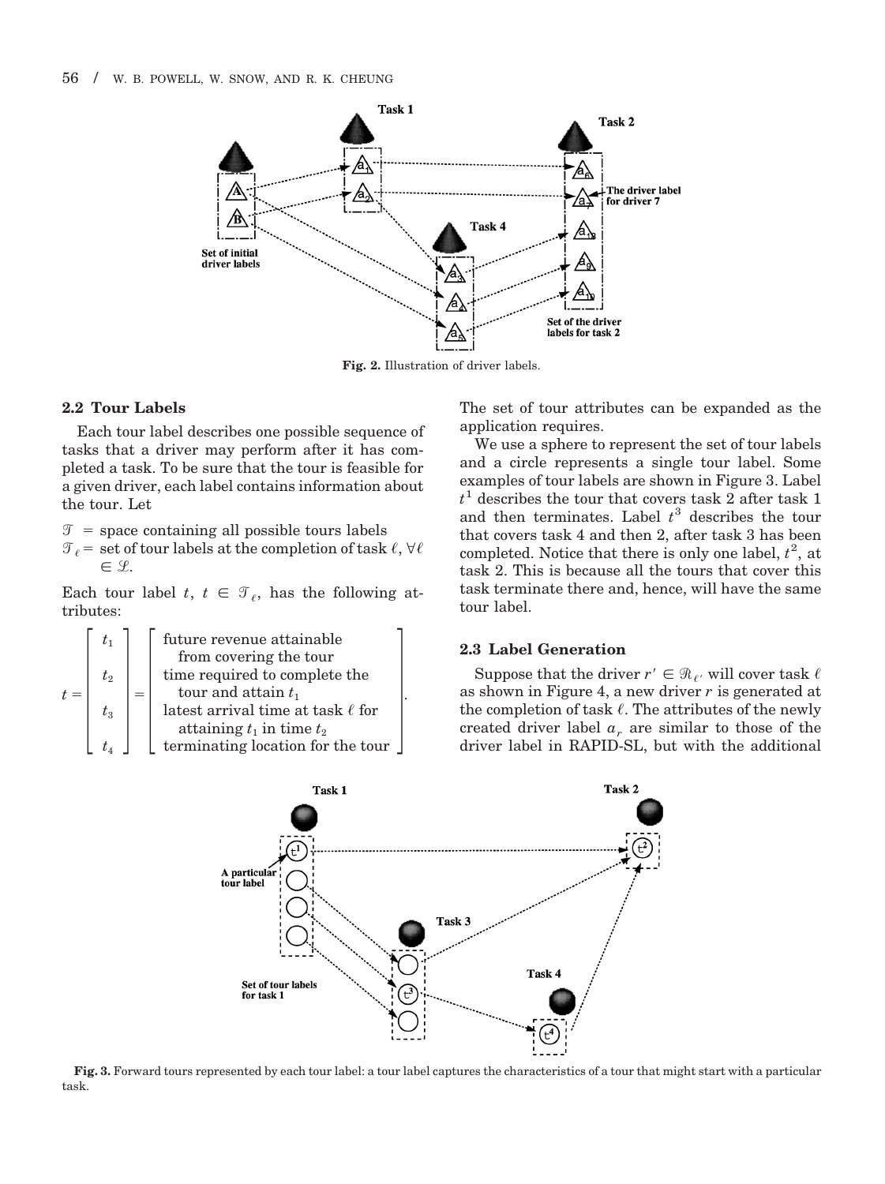Fig. 2. Illustration of driver labels.

### 2.2 Tour Labels

Each tour label describes one possible sequence of tasks that a driver may perform after it has completed a task. To be sure that the tour is feasible for a given driver, each label contains information about the tour. Let

$\mathcal{T}$ = space containing all possible tours labels

$\mathcal{T}_\ell$ = set of tour labels at the completion of task $\ell$, $\forall \ell \in \mathcal{L}$.

Each tour label $t$, $t \in \mathcal{T}_\ell$, has the following attributes:

$$t = \begin{bmatrix} t_1 \\ t_2 \\ t_3 \\ t_4 \end{bmatrix} = \begin{bmatrix} \text{future revenue attainable from covering the tour} \\ \text{time required to complete the tour and attain } t_1 \\ \text{latest arrival time at task } \ell \text{ for attaining } t_1 \text{ in time } t_2 \\ \text{terminating location for the tour} \end{bmatrix}.$$

The set of tour attributes can be expanded as the application requires.

We use a sphere to represent the set of tour labels and a circle represents a single tour label. Some examples of tour labels are shown in Figure 3. Label $t^1$ describes the tour that covers task 2 after task 1 and then terminates. Label $t^3$ describes the tour that covers task 4 and then 2, after task 3 has been completed. Notice that there is only one label, $t^2$, at task 2. This is because all the tours that cover this task terminate there and, hence, will have the same tour label.

### 2.3 Label Generation

Suppose that the driver $r' \in \mathcal{R}_{\ell'}$ will cover task $\ell$ as shown in Figure 4, a new driver $r$ is generated at the completion of task $\ell$. The attributes of the newly created driver label $a_r$ are similar to those of the driver label in RAPID-SL, but with the additional

Fig. 3. Forward tours represented by each tour label: a tour label captures the characteristics of a tour that might start with a particular task.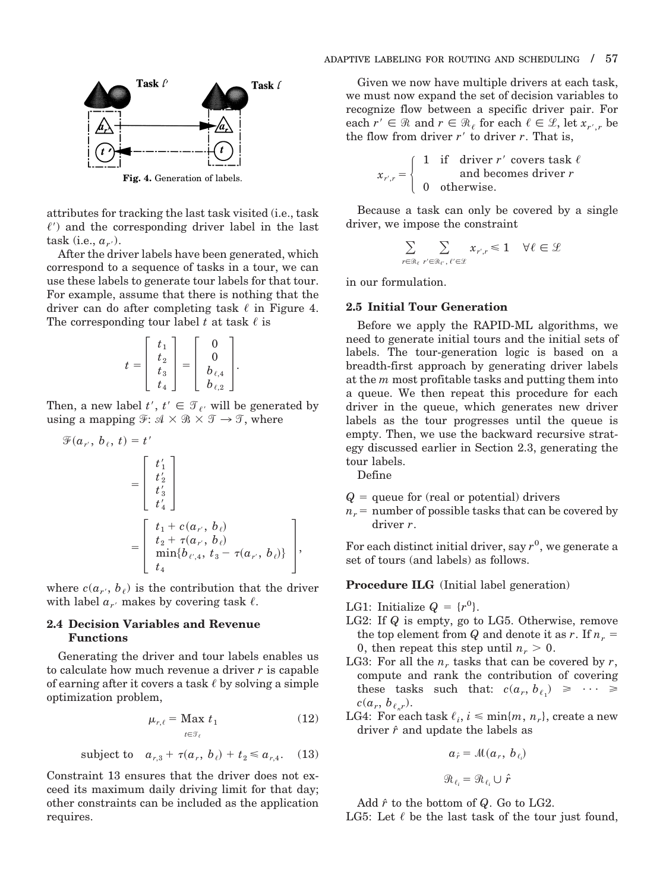Fig. 4. Generation of labels.

attributes for tracking the last task visited (i.e., task $\ell'$) and the corresponding driver label in the last task (i.e., $a_{r'}$).

After the driver labels have been generated, which correspond to a sequence of tasks in a tour, we can use these labels to generate tour labels for that tour. For example, assume that there is nothing that the driver can do after completing task $\ell$ in Figure 4. The corresponding tour label $t$ at task $\ell$ is

$$t = \begin{bmatrix} t_1 \\ t_2 \\ t_3 \\ t_4 \end{bmatrix} = \begin{bmatrix} 0 \\ 0 \\ b_{\ell,4} \\ b_{\ell,2} \end{bmatrix}.$$

Then, a new label $t'$, $t' \in \mathcal{T}_{\ell'}$ will be generated by using a mapping $\mathcal{F}$: $\mathcal{A} \times \mathcal{B} \times \mathcal{T} \to \mathcal{T}$, where

$$\mathcal{F}(a_{r'}, b_\ell, t) = t' = \begin{bmatrix} t'_1 \\ t'_2 \\ t'_3 \\ t'_4 \end{bmatrix} = \begin{bmatrix} t_1 + c(a_{r'}, b_\ell) \\ t_2 + \tau(a_{r'}, b_\ell) \\ \min\{b_{\ell',4},\, t_3 - \tau(a_{r'}, b_\ell)\} \\ t_4 \end{bmatrix},$$

where $c(a_{r'}, b_\ell)$ is the contribution that the driver with label $a_{r'}$ makes by covering task $\ell$.

### 2.4 Decision Variables and Revenue Functions

Generating the driver and tour labels enables us to calculate how much revenue a driver $r$ is capable of earning after it covers a task $\ell$ by solving a simple optimization problem,

$$\mu_{r,\ell} = \operatorname*{Max}_{t \in \mathcal{T}_\ell} t_1 \tag{12}$$

$$\text{subject to} \quad a_{r,3} + \tau(a_r, b_\ell) + t_2 \leq a_{r,4}. \tag{13}$$

Constraint 13 ensures that the driver does not exceed its maximum daily driving limit for that day; other constraints can be included as the application requires.

Given we now have multiple drivers at each task, we must now expand the set of decision variables to recognize flow between a specific driver pair. For each $r' \in \mathcal{R}$ and $r \in \mathcal{R}_\ell$ for each $\ell \in \mathcal{L}$, let $x_{r',r}$ be the flow from driver $r'$ to driver $r$. That is,

$$x_{r',r} = \begin{cases} 1 & \text{if driver } r' \text{ covers task } \ell \text{ and becomes driver } r \\ 0 & \text{otherwise.} \end{cases}$$

Because a task can only be covered by a single driver, we impose the constraint

$$\sum_{r \in \mathcal{R}_\ell} \sum_{r' \in \mathcal{R}_{\ell'},\, \ell' \in \mathcal{L}} x_{r',r} \leq 1 \quad \forall \ell \in \mathcal{L}$$

in our formulation.

### 2.5 Initial Tour Generation

Before we apply the RAPID-ML algorithms, we need to generate initial tours and the initial sets of labels. The tour-generation logic is based on a breadth-first approach by generating driver labels at the $m$ most profitable tasks and putting them into a queue. We then repeat this procedure for each driver in the queue, which generates new driver labels as the tour progresses until the queue is empty. Then, we use the backward recursive strategy discussed earlier in Section 2.3, generating the tour labels.

Define

$Q$ = queue for (real or potential) drivers

$n_r$ = number of possible tasks that can be covered by driver $r$.

For each distinct initial driver, say $r^0$, we generate a set of tours (and labels) as follows.

**Procedure ILG** (Initial label generation)

LG1: Initialize $Q = \{r^0\}$.

LG2: If $Q$ is empty, go to LG5. Otherwise, remove the top element from $Q$ and denote it as $r$. If $n_r = 0$, then repeat this step until $n_r > 0$.

LG3: For all the $n_r$ tasks that can be covered by $r$, compute and rank the contribution of covering these tasks such that: $c(a_r, b_{\ell_1}) \geq \cdots \geq c(a_r, b_{\ell_{n_r}})$.

LG4: For each task $\ell_i$, $i \leq \min\{m, n_r\}$, create a new driver $\hat{r}$ and update the labels as

$$a_{\hat{r}} = \mathcal{M}(a_r, b_{\ell_i})$$

$$\mathcal{R}_{\ell_i} = \mathcal{R}_{\ell_i} \cup \hat{r}$$

Add $\hat{r}$ to the bottom of $Q$. Go to LG2.

LG5: Let $\ell$ be the last task of the tour just found,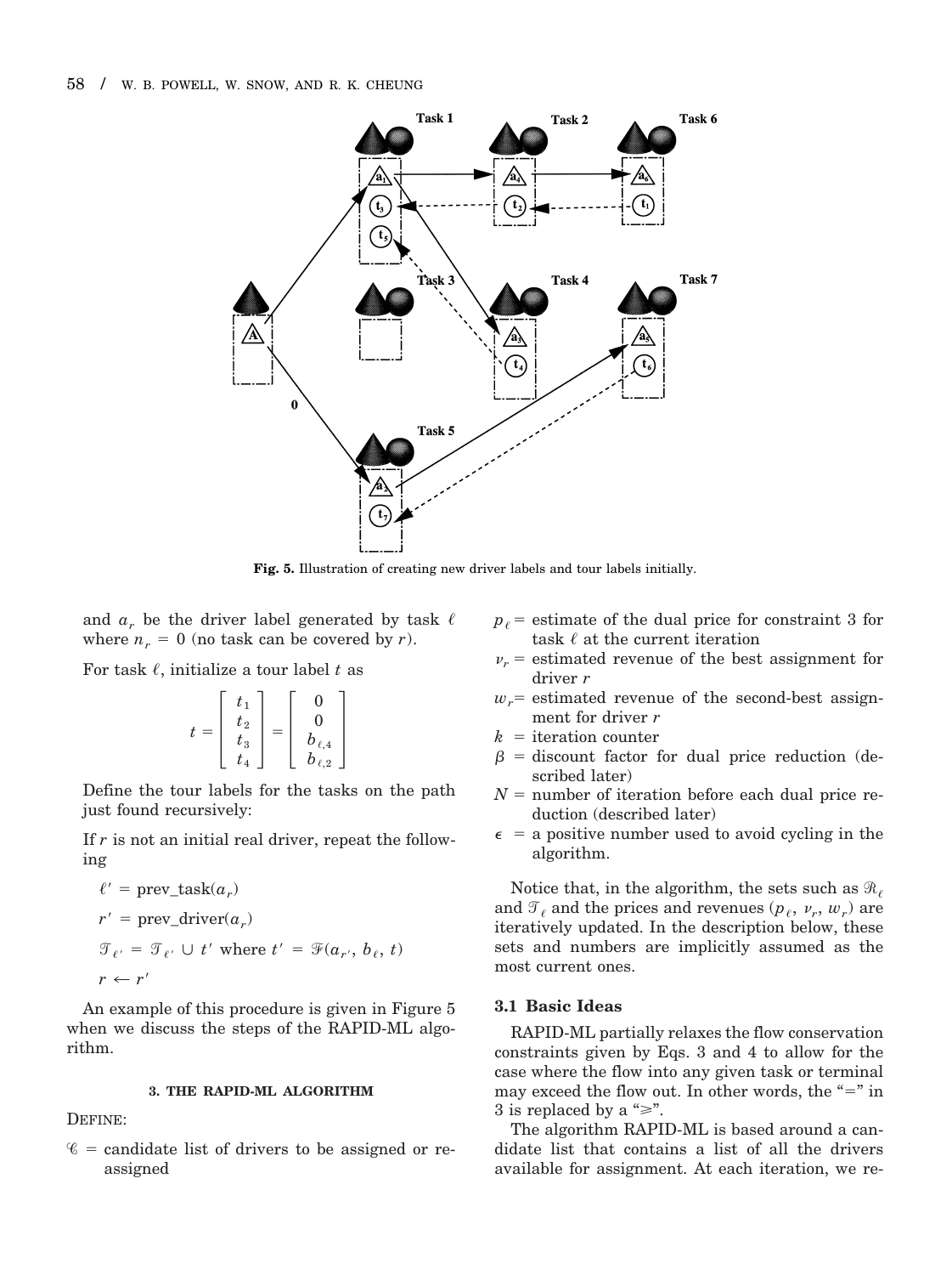Fig. 5. Illustration of creating new driver labels and tour labels initially.

and $a_r$ be the driver label generated by task $\ell$ where $n_r = 0$ (no task can be covered by $r$).

For task $\ell$, initialize a tour label $t$ as

$$t = \begin{bmatrix} t_1 \\ t_2 \\ t_3 \\ t_4 \end{bmatrix} = \begin{bmatrix} 0 \\ 0 \\ b_{\ell,4} \\ b_{\ell,2} \end{bmatrix}$$

Define the tour labels for the tasks on the path just found recursively:

If $r$ is not an initial real driver, repeat the following

$\ell' = \text{prev\_task}(a_r)$

$r' = \text{prev\_driver}(a_r)$

$\mathcal{T}_{\ell'} = \mathcal{T}_{\ell'} \cup t'$ where $t' = \mathcal{F}(a_{r'}, b_\ell, t)$

$r \leftarrow r'$

An example of this procedure is given in Figure 5 when we discuss the steps of the RAPID-ML algorithm.

## 3. THE RAPID-ML ALGORITHM

DEFINE:

- $\mathcal{C}$ = candidate list of drivers to be assigned or reassigned
- $p_\ell$ = estimate of the dual price for constraint 3 for task $\ell$ at the current iteration
- $\nu_r$ = estimated revenue of the best assignment for driver $r$
- $w_r$ = estimated revenue of the second-best assignment for driver $r$
- $k$ = iteration counter
- $\beta$ = discount factor for dual price reduction (described later)
- $N$ = number of iteration before each dual price reduction (described later)
- $\epsilon$ = a positive number used to avoid cycling in the algorithm.

Notice that, in the algorithm, the sets such as $\mathcal{R}_\ell$ and $\mathcal{T}_\ell$ and the prices and revenues ($p_\ell$, $\nu_r$, $w_r$) are iteratively updated. In the description below, these sets and numbers are implicitly assumed as the most current ones.

### 3.1 Basic Ideas

RAPID-ML partially relaxes the flow conservation constraints given by Eqs. 3 and 4 to allow for the case where the flow into any given task or terminal may exceed the flow out. In other words, the "=" in 3 is replaced by a "≥".

The algorithm RAPID-ML is based around a candidate list that contains a list of all the drivers available for assignment. At each iteration, we re-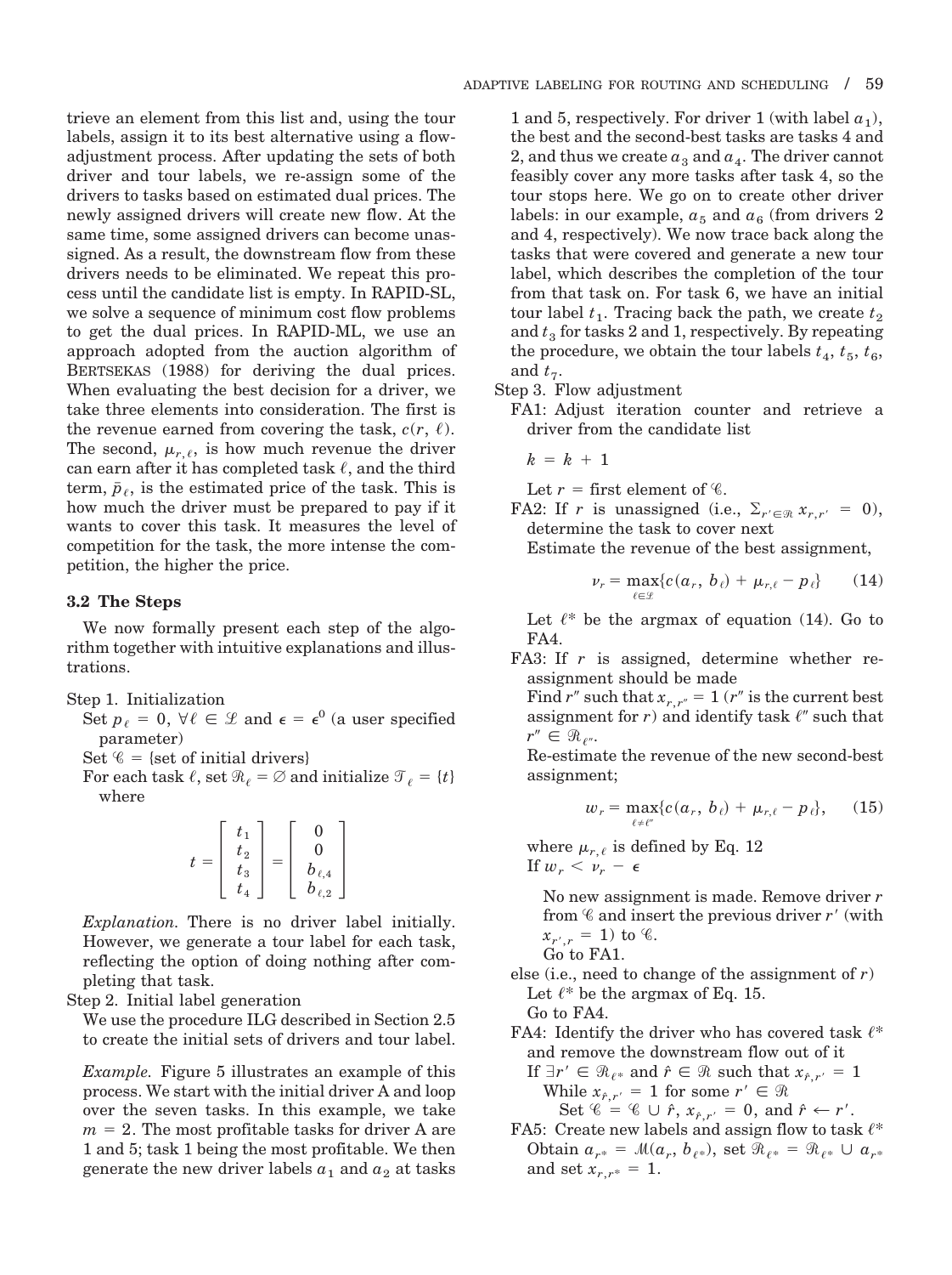trieve an element from this list and, using the tour labels, assign it to its best alternative using a flow-adjustment process. After updating the sets of both driver and tour labels, we re-assign some of the drivers to tasks based on estimated dual prices. The newly assigned drivers will create new flow. At the same time, some assigned drivers can become unassigned. As a result, the downstream flow from these drivers needs to be eliminated. We repeat this process until the candidate list is empty. In RAPID-SL, we solve a sequence of minimum cost flow problems to get the dual prices. In RAPID-ML, we use an approach adopted from the auction algorithm of BERTSEKAS (1988) for deriving the dual prices. When evaluating the best decision for a driver, we take three elements into consideration. The first is the revenue earned from covering the task, $c(r, \ell)$. The second, $\mu_{r,\ell}$, is how much revenue the driver can earn after it has completed task $\ell$, and the third term, $\bar{p}_\ell$, is the estimated price of the task. This is how much the driver must be prepared to pay if it wants to cover this task. It measures the level of competition for the task, the more intense the competition, the higher the price.

### 3.2 The Steps

We now formally present each step of the algorithm together with intuitive explanations and illustrations.

Step 1. Initialization

Set $p_\ell = 0$, $\forall \ell \in \mathcal{L}$ and $\epsilon = \epsilon^0$ (a user specified parameter)

Set $\mathcal{C} = \{$set of initial drivers$\}$

For each task $\ell$, set $\mathcal{R}_\ell = \varnothing$ and initialize $\mathcal{T}_\ell = \{t\}$ where

$$t = \begin{bmatrix} t_1 \\ t_2 \\ t_3 \\ t_4 \end{bmatrix} = \begin{bmatrix} 0 \\ 0 \\ b_{\ell,4} \\ b_{\ell,2} \end{bmatrix}$$

*Explanation.* There is no driver label initially. However, we generate a tour label for each task, reflecting the option of doing nothing after completing that task.

Step 2. Initial label generation

We use the procedure ILG described in Section 2.5 to create the initial sets of drivers and tour label.

*Example.* Figure 5 illustrates an example of this process. We start with the initial driver A and loop over the seven tasks. In this example, we take $m = 2$. The most profitable tasks for driver A are 1 and 5; task 1 being the most profitable. We then generate the new driver labels $a_1$ and $a_2$ at tasks 1 and 5, respectively. For driver 1 (with label $a_1$), the best and the second-best tasks are tasks 4 and 2, and thus we create $a_3$ and $a_4$. The driver cannot feasibly cover any more tasks after task 4, so the tour stops here. We go on to create other driver labels: in our example, $a_5$ and $a_6$ (from drivers 2 and 4, respectively). We now trace back along the tasks that were covered and generate a new tour label, which describes the completion of the tour from that task on. For task 6, we have an initial tour label $t_1$. Tracing back the path, we create $t_2$ and $t_3$ for tasks 2 and 1, respectively. By repeating the procedure, we obtain the tour labels $t_4$, $t_5$, $t_6$, and $t_7$.

Step 3. Flow adjustment

FA1: Adjust iteration counter and retrieve a driver from the candidate list

$k = k + 1$

Let $r$ = first element of $\mathcal{C}$.

FA2: If $r$ is unassigned (i.e., $\Sigma_{r' \in \mathcal{R}} x_{r,r'} = 0$), determine the task to cover next

Estimate the revenue of the best assignment,

$$\nu_r = \max_{\ell \in \mathcal{L}} \{c(a_r, b_\ell) + \mu_{r,\ell} - p_\ell\} \qquad (14)$$

Let $\ell^*$ be the argmax of equation (14). Go to FA4.

FA3: If $r$ is assigned, determine whether reassignment should be made

Find $r''$ such that $x_{r,r''} = 1$ ($r''$ is the current best assignment for $r$) and identify task $\ell''$ such that $r'' \in \mathcal{R}_{\ell''}$.

Re-estimate the revenue of the new second-best assignment;

$$w_r = \max_{\ell \neq \ell''} \{c(a_r, b_\ell) + \mu_{r,\ell} - p_\ell\}, \qquad (15)$$

where $\mu_{r,\ell}$ is defined by Eq. 12

If $w_r < \nu_r - \epsilon$

No new assignment is made. Remove driver $r$ from $\mathcal{C}$ and insert the previous driver $r'$ (with $x_{r',r} = 1$) to $\mathcal{C}$.

Go to FA1.

else (i.e., need to change of the assignment of $r$)

Let $\ell^*$ be the argmax of Eq. 15.

Go to FA4.

FA4: Identify the driver who has covered task $\ell^*$ and remove the downstream flow out of it

If $\exists r' \in \mathcal{R}_{\ell^*}$ and $\hat{r} \in \mathcal{R}$ such that $x_{\hat{r},r'} = 1$

While $x_{\hat{r},r'} = 1$ for some $r' \in \mathcal{R}$

Set $\mathcal{C} = \mathcal{C} \cup \hat{r}$, $x_{\hat{r},r'} = 0$, and $\hat{r} \leftarrow r'$.

FA5: Create new labels and assign flow to task $\ell^*$

Obtain $a_{r^*} = \mathcal{M}(a_r, b_{\ell^*})$, set $\mathcal{R}_{\ell^*} = \mathcal{R}_{\ell^*} \cup a_{r^*}$ and set $x_{r,r^*} = 1$.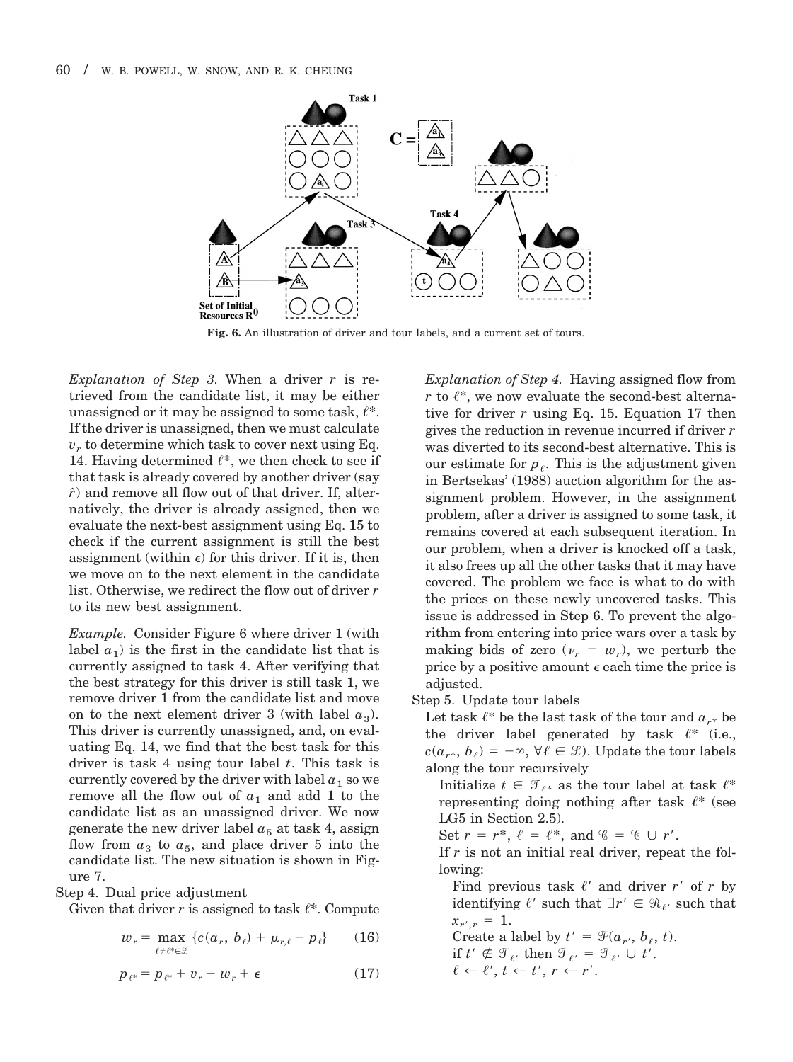**Fig. 6.** An illustration of driver and tour labels, and a current set of tours.

*Explanation of Step 3.* When a driver $r$ is retrieved from the candidate list, it may be either unassigned or it may be assigned to some task, $\ell^*$. If the driver is unassigned, then we must calculate $v_r$ to determine which task to cover next using Eq. 14. Having determined $\ell^*$, we then check to see if that task is already covered by another driver (say $\hat{r}$) and remove all flow out of that driver. If, alternatively, the driver is already assigned, then we evaluate the next-best assignment using Eq. 15 to check if the current assignment is still the best assignment (within $\epsilon$) for this driver. If it is, then we move on to the next element in the candidate list. Otherwise, we redirect the flow out of driver $r$ to its new best assignment.

*Example.* Consider Figure 6 where driver 1 (with label $a_1$) is the first in the candidate list that is currently assigned to task 4. After verifying that the best strategy for this driver is still task 1, we remove driver 1 from the candidate list and move on to the next element driver 3 (with label $a_3$). This driver is currently unassigned, and, on evaluating Eq. 14, we find that the best task for this driver is task 4 using tour label $t$. This task is currently covered by the driver with label $a_1$ so we remove all the flow out of $a_1$ and add 1 to the candidate list as an unassigned driver. We now generate the new driver label $a_5$ at task 4, assign flow from $a_3$ to $a_5$, and place driver 5 into the candidate list. The new situation is shown in Figure 7.

Step 4. Dual price adjustment

Given that driver $r$ is assigned to task $\ell^*$. Compute

$$w_r = \max_{\ell \neq \ell^* \in \mathcal{L}} \{c(a_r, b_\ell) + \mu_{r,\ell} - p_\ell\} \tag{16}$$

$$p_{\ell^*} = p_{\ell^*} + v_r - w_r + \epsilon \tag{17}$$

*Explanation of Step 4.* Having assigned flow from $r$ to $\ell^*$, we now evaluate the second-best alternative for driver $r$ using Eq. 15. Equation 17 then gives the reduction in revenue incurred if driver $r$ was diverted to its second-best alternative. This is our estimate for $p_\ell$. This is the adjustment given in Bertsekas' (1988) auction algorithm for the assignment problem. However, in the assignment problem, after a driver is assigned to some task, it remains covered at each subsequent iteration. In our problem, when a driver is knocked off a task, it also frees up all the other tasks that it may have covered. The problem we face is what to do with the prices on these newly uncovered tasks. This issue is addressed in Step 6. To prevent the algorithm from entering into price wars over a task by making bids of zero ($v_r = w_r$), we perturb the price by a positive amount $\epsilon$ each time the price is adjusted.

Step 5. Update tour labels

Let task $\ell^*$ be the last task of the tour and $a_{r^*}$ be the driver label generated by task $\ell^*$ (i.e., $c(a_{r^*}, b_\ell) = -\infty$, $\forall \ell \in \mathcal{L}$). Update the tour labels along the tour recursively

Initialize $t \in \mathcal{T}_{\ell^*}$ as the tour label at task $\ell^*$ representing doing nothing after task $\ell^*$ (see LG5 in Section 2.5).

Set $r = r^*$, $\ell = \ell^*$, and $\mathcal{C} = \mathcal{C} \cup r'$.

If $r$ is not an initial real driver, repeat the following:

Find previous task $\ell'$ and driver $r'$ of $r$ by identifying $\ell'$ such that $\exists r' \in \mathcal{R}_{\ell'}$ such that $x_{r',r} = 1$.

Create a label by $t' = \mathcal{F}(a_{r'}, b_\ell, t)$.

if $t' \notin \mathcal{T}_{\ell'}$ then $\mathcal{T}_{\ell'} = \mathcal{T}_{\ell'} \cup t'$.

$\ell \leftarrow \ell'$, $t \leftarrow t'$, $r \leftarrow r'$.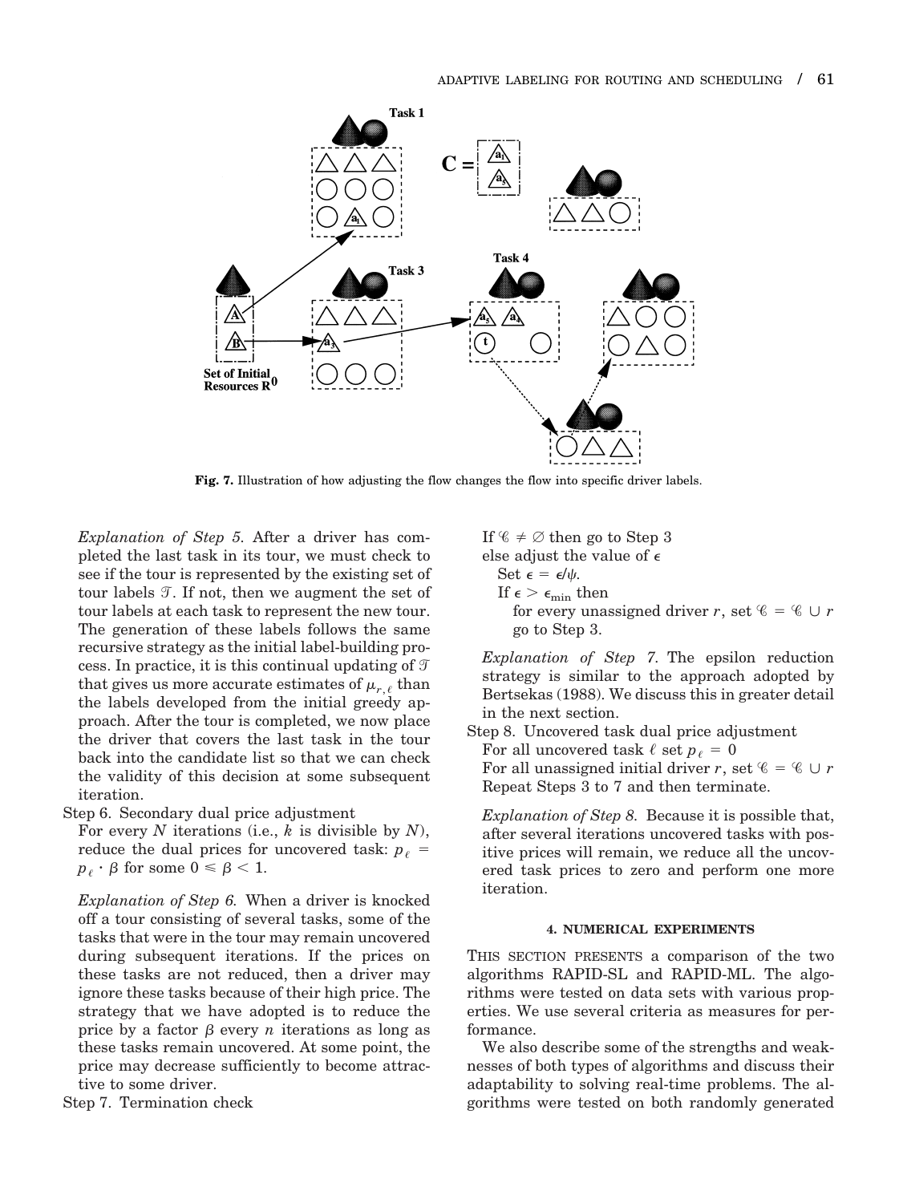Fig. 7. Illustration of how adjusting the flow changes the flow into specific driver labels.

*Explanation of Step 5.* After a driver has completed the last task in its tour, we must check to see if the tour is represented by the existing set of tour labels $\mathcal{T}$. If not, then we augment the set of tour labels at each task to represent the new tour. The generation of these labels follows the same recursive strategy as the initial label-building process. In practice, it is this continual updating of $\mathcal{T}$ that gives us more accurate estimates of $\mu_{r,\ell}$ than the labels developed from the initial greedy approach. After the tour is completed, we now place the driver that covers the last task in the tour back into the candidate list so that we can check the validity of this decision at some subsequent iteration.

Step 6. Secondary dual price adjustment
For every $N$ iterations (i.e., $k$ is divisible by $N$), reduce the dual prices for uncovered task: $p_\ell = p_\ell \cdot \beta$ for some $0 \leq \beta < 1$.

*Explanation of Step 6.* When a driver is knocked off a tour consisting of several tasks, some of the tasks that were in the tour may remain uncovered during subsequent iterations. If the prices on these tasks are not reduced, then a driver may ignore these tasks because of their high price. The strategy that we have adopted is to reduce the price by a factor $\beta$ every $n$ iterations as long as these tasks remain uncovered. At some point, the price may decrease sufficiently to become attractive to some driver.

Step 7. Termination check
If $\mathscr{C} \neq \emptyset$ then go to Step 3
else adjust the value of $\epsilon$
Set $\epsilon = \epsilon/\psi$.
If $\epsilon > \epsilon_{\min}$ then
for every unassigned driver $r$, set $\mathscr{C} = \mathscr{C} \cup r$
go to Step 3.

*Explanation of Step 7.* The epsilon reduction strategy is similar to the approach adopted by Bertsekas (1988). We discuss this in greater detail in the next section.

Step 8. Uncovered task dual price adjustment
For all uncovered task $\ell$ set $p_\ell = 0$
For all unassigned initial driver $r$, set $\mathscr{C} = \mathscr{C} \cup r$
Repeat Steps 3 to 7 and then terminate.

*Explanation of Step 8.* Because it is possible that, after several iterations uncovered tasks with positive prices will remain, we reduce all the uncovered task prices to zero and perform one more iteration.

## 4. NUMERICAL EXPERIMENTS

This section presents a comparison of the two algorithms RAPID-SL and RAPID-ML. The algorithms were tested on data sets with various properties. We use several criteria as measures for performance.

We also describe some of the strengths and weaknesses of both types of algorithms and discuss their adaptability to solving real-time problems. The algorithms were tested on both randomly generated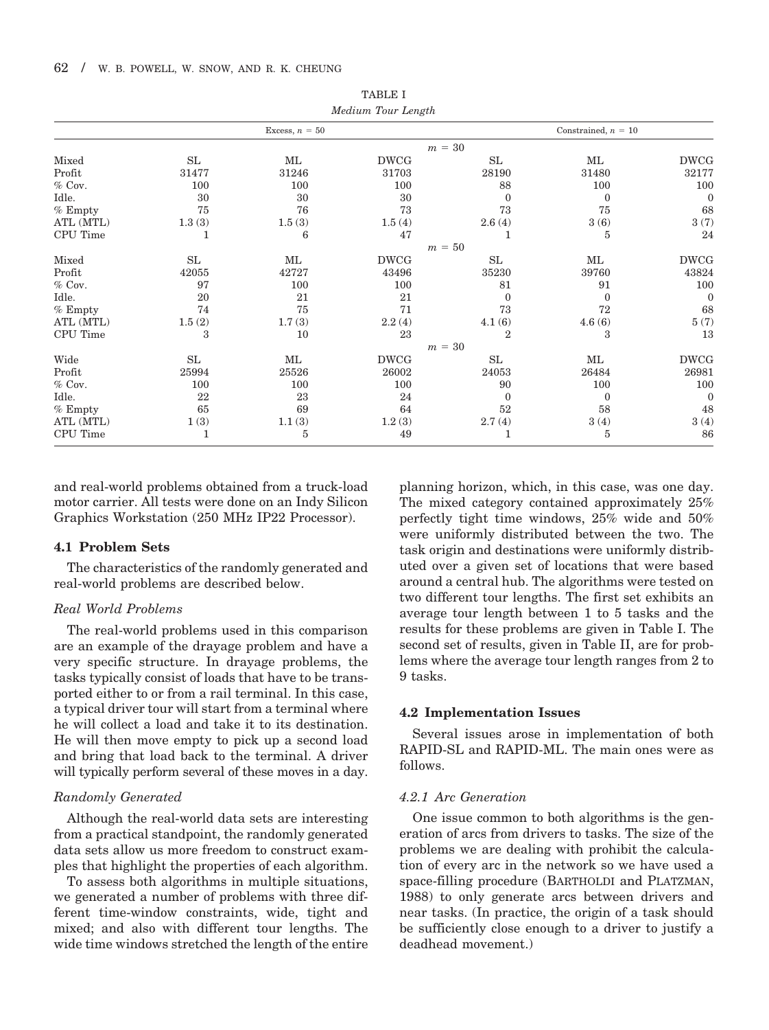TABLE I

*Medium Tour Length*

| | Excess, $n = 50$ | | | Constrained, $n = 10$ | | |
|---|---|---|---|---|---|---|
| | | | $m = 30$ | | | |
| Mixed | SL | ML | DWCG | SL | ML | DWCG |
| Profit | 31477 | 31246 | 31703 | 28190 | 31480 | 32177 |
| % Cov. | 100 | 100 | 100 | 88 | 100 | 100 |
| Idle. | 30 | 30 | 30 | 0 | 0 | 0 |
| % Empty | 75 | 76 | 73 | 73 | 75 | 68 |
| ATL (MTL) | 1.3 (3) | 1.5 (3) | 1.5 (4) | 2.6 (4) | 3 (6) | 3 (7) |
| CPU Time | 1 | 6 | 47 | 1 | 5 | 24 |
| | | | $m = 50$ | | | |
| Mixed | SL | ML | DWCG | SL | ML | DWCG |
| Profit | 42055 | 42727 | 43496 | 35230 | 39760 | 43824 |
| % Cov. | 97 | 100 | 100 | 81 | 91 | 100 |
| Idle. | 20 | 21 | 21 | 0 | 0 | 0 |
| % Empty | 74 | 75 | 71 | 73 | 72 | 68 |
| ATL (MTL) | 1.5 (2) | 1.7 (3) | 2.2 (4) | 4.1 (6) | 4.6 (6) | 5 (7) |
| CPU Time | 3 | 10 | 23 | 2 | 3 | 13 |
| | | | $m = 30$ | | | |
| Wide | SL | ML | DWCG | SL | ML | DWCG |
| Profit | 25994 | 25526 | 26002 | 24053 | 26484 | 26981 |
| % Cov. | 100 | 100 | 100 | 90 | 100 | 100 |
| Idle. | 22 | 23 | 24 | 0 | 0 | 0 |
| % Empty | 65 | 69 | 64 | 52 | 58 | 48 |
| ATL (MTL) | 1 (3) | 1.1 (3) | 1.2 (3) | 2.7 (4) | 3 (4) | 3 (4) |
| CPU Time | 1 | 5 | 49 | 1 | 5 | 86 |

and real-world problems obtained from a truck-load motor carrier. All tests were done on an Indy Silicon Graphics Workstation (250 MHz IP22 Processor).

### 4.1 Problem Sets

The characteristics of the randomly generated and real-world problems are described below.

*Real World Problems*

The real-world problems used in this comparison are an example of the drayage problem and have a very specific structure. In drayage problems, the tasks typically consist of loads that have to be transported either to or from a rail terminal. In this case, a typical driver tour will start from a terminal where he will collect a load and take it to its destination. He will then move empty to pick up a second load and bring that load back to the terminal. A driver will typically perform several of these moves in a day.

*Randomly Generated*

Although the real-world data sets are interesting from a practical standpoint, the randomly generated data sets allow us more freedom to construct examples that highlight the properties of each algorithm.

To assess both algorithms in multiple situations, we generated a number of problems with three different time-window constraints, wide, tight and mixed; and also with different tour lengths. The wide time windows stretched the length of the entire planning horizon, which, in this case, was one day. The mixed category contained approximately 25% perfectly tight time windows, 25% wide and 50% were uniformly distributed between the two. The task origin and destinations were uniformly distributed over a given set of locations that were based around a central hub. The algorithms were tested on two different tour lengths. The first set exhibits an average tour length between 1 to 5 tasks and the results for these problems are given in Table I. The second set of results, given in Table II, are for problems where the average tour length ranges from 2 to 9 tasks.

### 4.2 Implementation Issues

Several issues arose in implementation of both RAPID-SL and RAPID-ML. The main ones were as follows.

*4.2.1 Arc Generation*

One issue common to both algorithms is the generation of arcs from drivers to tasks. The size of the problems we are dealing with prohibit the calculation of every arc in the network so we have used a space-filling procedure (BARTHOLDI and PLATZMAN, 1988) to only generate arcs between drivers and near tasks. (In practice, the origin of a task should be sufficiently close enough to a driver to justify a deadhead movement.)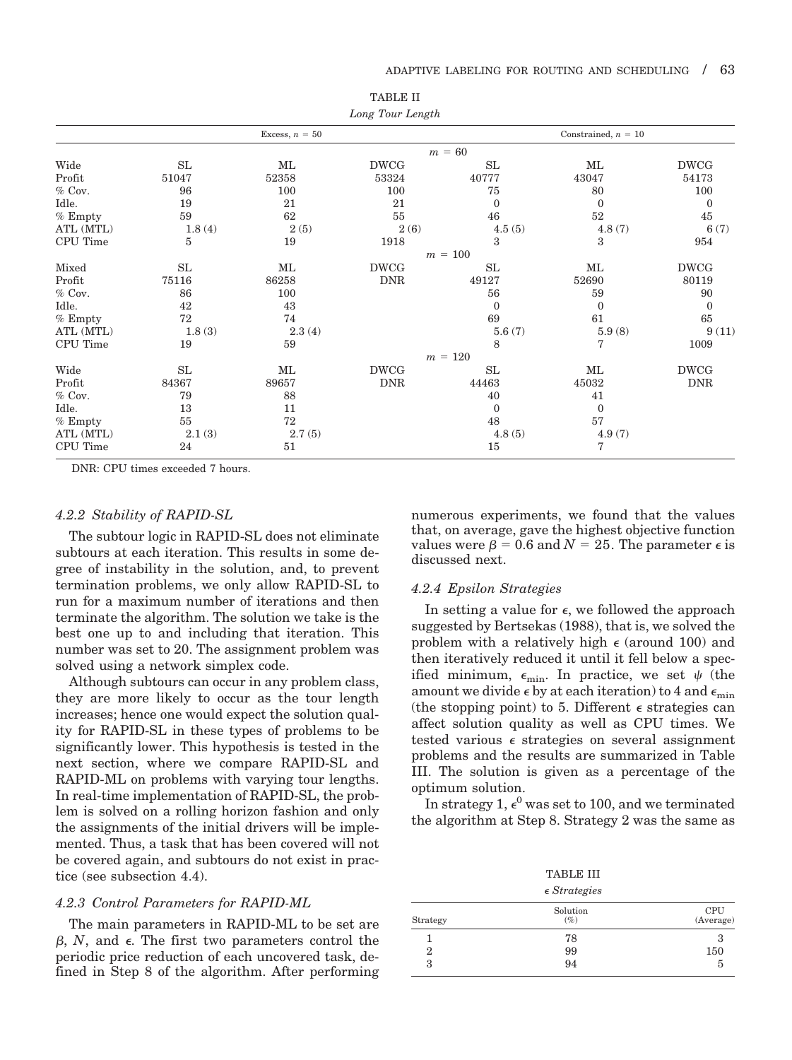TABLE II

*Long Tour Length*

| | Excess, $n = 50$ | | | Constrained, $n = 10$ | | |
|---|---|---|---|---|---|---|
| | | | $m = 60$ | | | |
| Wide | SL | ML | DWCG | SL | ML | DWCG |
| Profit | 51047 | 52358 | 53324 | 40777 | 43047 | 54173 |
| % Cov. | 96 | 100 | 100 | 75 | 80 | 100 |
| Idle. | 19 | 21 | 21 | 0 | 0 | 0 |
| % Empty | 59 | 62 | 55 | 46 | 52 | 45 |
| ATL (MTL) | 1.8 (4) | 2 (5) | 2 (6) | 4.5 (5) | 4.8 (7) | 6 (7) |
| CPU Time | 5 | 19 | 1918 | 3 | 3 | 954 |
| | | | $m = 100$ | | | |
| Mixed | SL | ML | DWCG | SL | ML | DWCG |
| Profit | 75116 | 86258 | DNR | 49127 | 52690 | 80119 |
| % Cov. | 86 | 100 | | 56 | 59 | 90 |
| Idle. | 42 | 43 | | 0 | 0 | 0 |
| % Empty | 72 | 74 | | 69 | 61 | 65 |
| ATL (MTL) | 1.8 (3) | 2.3 (4) | | 5.6 (7) | 5.9 (8) | 9 (11) |
| CPU Time | 19 | 59 | | 8 | 7 | 1009 |
| | | | $m = 120$ | | | |
| Wide | SL | ML | DWCG | SL | ML | DWCG |
| Profit | 84367 | 89657 | DNR | 44463 | 45032 | DNR |
| % Cov. | 79 | 88 | | 40 | 41 | |
| Idle. | 13 | 11 | | 0 | 0 | |
| % Empty | 55 | 72 | | 48 | 57 | |
| ATL (MTL) | 2.1 (3) | 2.7 (5) | | 4.8 (5) | 4.9 (7) | |
| CPU Time | 24 | 51 | | 15 | 7 | |

DNR: CPU times exceeded 7 hours.

### 4.2.2 Stability of RAPID-SL

The subtour logic in RAPID-SL does not eliminate subtours at each iteration. This results in some degree of instability in the solution, and, to prevent termination problems, we only allow RAPID-SL to run for a maximum number of iterations and then terminate the algorithm. The solution we take is the best one up to and including that iteration. This number was set to 20. The assignment problem was solved using a network simplex code.

Although subtours can occur in any problem class, they are more likely to occur as the tour length increases; hence one would expect the solution quality for RAPID-SL in these types of problems to be significantly lower. This hypothesis is tested in the next section, where we compare RAPID-SL and RAPID-ML on problems with varying tour lengths. In real-time implementation of RAPID-SL, the problem is solved on a rolling horizon fashion and only the assignments of the initial drivers will be implemented. Thus, a task that has been covered will not be covered again, and subtours do not exist in practice (see subsection 4.4).

### 4.2.3 Control Parameters for RAPID-ML

The main parameters in RAPID-ML to be set are $\beta$, $N$, and $\epsilon$. The first two parameters control the periodic price reduction of each uncovered task, defined in Step 8 of the algorithm. After performing numerous experiments, we found that the values that, on average, gave the highest objective function values were $\beta = 0.6$ and $N = 25$. The parameter $\epsilon$ is discussed next.

### 4.2.4 Epsilon Strategies

In setting a value for $\epsilon$, we followed the approach suggested by Bertsekas (1988), that is, we solved the problem with a relatively high $\epsilon$ (around 100) and then iteratively reduced it until it fell below a specified minimum, $\epsilon_{\min}$. In practice, we set $\psi$ (the amount we divide $\epsilon$ by at each iteration) to 4 and $\epsilon_{\min}$ (the stopping point) to 5. Different $\epsilon$ strategies can affect solution quality as well as CPU times. We tested various $\epsilon$ strategies on several assignment problems and the results are summarized in Table III. The solution is given as a percentage of the optimum solution.

In strategy 1, $\epsilon^0$ was set to 100, and we terminated the algorithm at Step 8. Strategy 2 was the same as

TABLE III

*$\epsilon$ Strategies*

| Strategy | Solution (%) | CPU (Average) |
|---|---|---|
| 1 | 78 | 3 |
| 2 | 99 | 150 |
| 3 | 94 | 5 |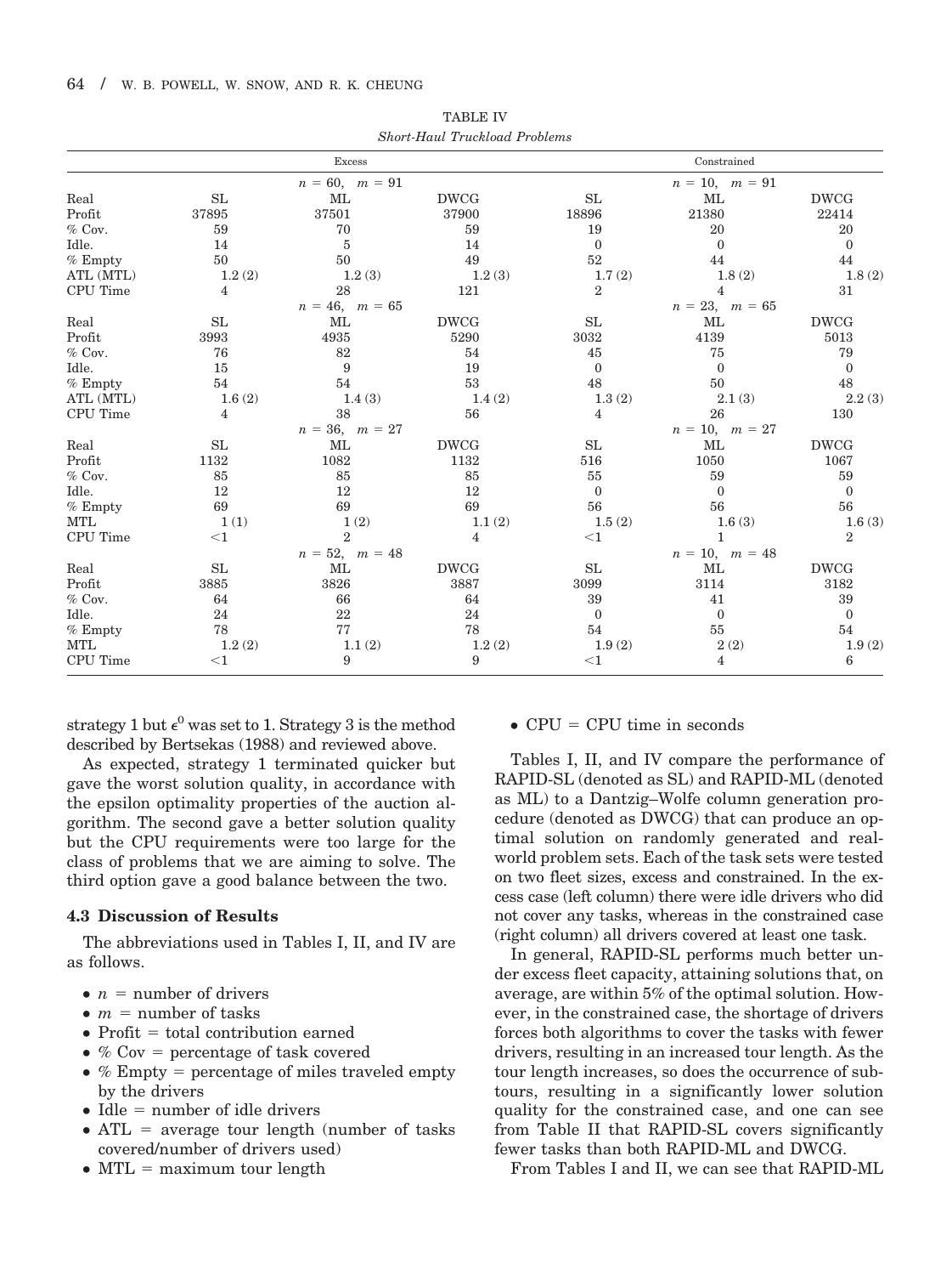TABLE IV
*Short-Haul Truckload Problems*

| | Excess | | | Constrained | | |
|---|---|---|---|---|---|---|
| | | $n = 60,\ m = 91$ | | | $n = 10,\ m = 91$ | |
| Real | SL | ML | DWCG | SL | ML | DWCG |
| Profit | 37895 | 37501 | 37900 | 18896 | 21380 | 22414 |
| % Cov. | 59 | 70 | 59 | 19 | 20 | 20 |
| Idle. | 14 | 5 | 14 | 0 | 0 | 0 |
| % Empty | 50 | 50 | 49 | 52 | 44 | 44 |
| ATL (MTL) | 1.2 (2) | 1.2 (3) | 1.2 (3) | 1.7 (2) | 1.8 (2) | 1.8 (2) |
| CPU Time | 4 | 28 | 121 | 2 | 4 | 31 |
| | | $n = 46,\ m = 65$ | | | $n = 23,\ m = 65$ | |
| Real | SL | ML | DWCG | SL | ML | DWCG |
| Profit | 3993 | 4935 | 5290 | 3032 | 4139 | 5013 |
| % Cov. | 76 | 82 | 54 | 45 | 75 | 79 |
| Idle. | 15 | 9 | 19 | 0 | 0 | 0 |
| % Empty | 54 | 54 | 53 | 48 | 50 | 48 |
| ATL (MTL) | 1.6 (2) | 1.4 (3) | 1.4 (2) | 1.3 (2) | 2.1 (3) | 2.2 (3) |
| CPU Time | 4 | 38 | 56 | 4 | 26 | 130 |
| | | $n = 36,\ m = 27$ | | | $n = 10,\ m = 27$ | |
| Real | SL | ML | DWCG | SL | ML | DWCG |
| Profit | 1132 | 1082 | 1132 | 516 | 1050 | 1067 |
| % Cov. | 85 | 85 | 85 | 55 | 59 | 59 |
| Idle. | 12 | 12 | 12 | 0 | 0 | 0 |
| % Empty | 69 | 69 | 69 | 56 | 56 | 56 |
| MTL | 1 (1) | 1 (2) | 1.1 (2) | 1.5 (2) | 1.6 (3) | 1.6 (3) |
| CPU Time | <1 | 2 | 4 | <1 | 1 | 2 |
| | | $n = 52,\ m = 48$ | | | $n = 10,\ m = 48$ | |
| Real | SL | ML | DWCG | SL | ML | DWCG |
| Profit | 3885 | 3826 | 3887 | 3099 | 3114 | 3182 |
| % Cov. | 64 | 66 | 64 | 39 | 41 | 39 |
| Idle. | 24 | 22 | 24 | 0 | 0 | 0 |
| % Empty | 78 | 77 | 78 | 54 | 55 | 54 |
| MTL | 1.2 (2) | 1.1 (2) | 1.2 (2) | 1.9 (2) | 2 (2) | 1.9 (2) |
| CPU Time | <1 | 9 | 9 | <1 | 4 | 6 |

strategy 1 but $\epsilon^0$ was set to 1. Strategy 3 is the method described by Bertsekas (1988) and reviewed above.

As expected, strategy 1 terminated quicker but gave the worst solution quality, in accordance with the epsilon optimality properties of the auction algorithm. The second gave a better solution quality but the CPU requirements were too large for the class of problems that we are aiming to solve. The third option gave a good balance between the two.

### 4.3 Discussion of Results

The abbreviations used in Tables I, II, and IV are as follows.

- $n$ = number of drivers
- $m$ = number of tasks
- Profit = total contribution earned
- % Cov = percentage of task covered
- % Empty = percentage of miles traveled empty by the drivers
- Idle = number of idle drivers
- ATL = average tour length (number of tasks covered/number of drivers used)
- MTL = maximum tour length
- CPU = CPU time in seconds

Tables I, II, and IV compare the performance of RAPID-SL (denoted as SL) and RAPID-ML (denoted as ML) to a Dantzig–Wolfe column generation procedure (denoted as DWCG) that can produce an optimal solution on randomly generated and real-world problem sets. Each of the task sets were tested on two fleet sizes, excess and constrained. In the excess case (left column) there were idle drivers who did not cover any tasks, whereas in the constrained case (right column) all drivers covered at least one task.

In general, RAPID-SL performs much better under excess fleet capacity, attaining solutions that, on average, are within 5% of the optimal solution. However, in the constrained case, the shortage of drivers forces both algorithms to cover the tasks with fewer drivers, resulting in an increased tour length. As the tour length increases, so does the occurrence of subtours, resulting in a significantly lower solution quality for the constrained case, and one can see from Table II that RAPID-SL covers significantly fewer tasks than both RAPID-ML and DWCG.

From Tables I and II, we can see that RAPID-ML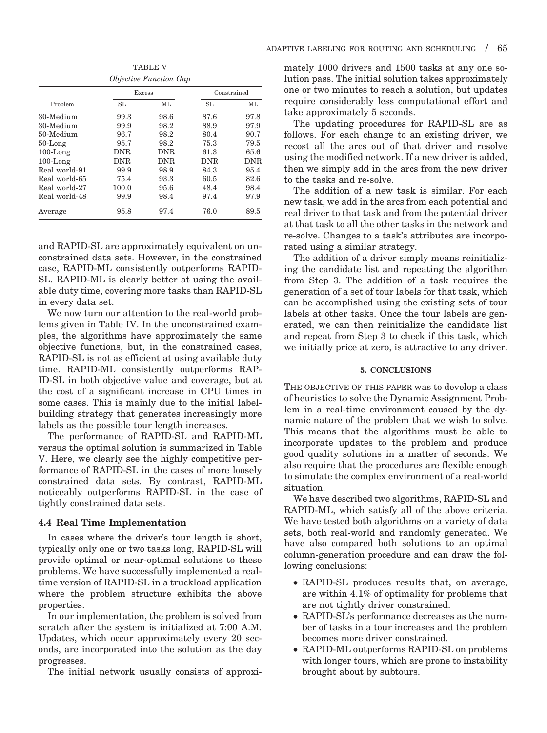TABLE V

*Objective Function Gap*

| Problem | Excess | | Constrained | |
|---|---|---|---|---|
| | SL | ML | SL | ML |
| 30-Medium | 99.3 | 98.6 | 87.6 | 97.8 |
| 30-Medium | 99.9 | 98.2 | 88.9 | 97.9 |
| 50-Medium | 96.7 | 98.2 | 80.4 | 90.7 |
| 50-Long | 95.7 | 98.2 | 75.3 | 79.5 |
| 100-Long | DNR | DNR | 61.3 | 65.6 |
| 100-Long | DNR | DNR | DNR | DNR |
| Real world-91 | 99.9 | 98.9 | 84.3 | 95.4 |
| Real world-65 | 75.4 | 93.3 | 60.5 | 82.6 |
| Real world-27 | 100.0 | 95.6 | 48.4 | 98.4 |
| Real world-48 | 99.9 | 98.4 | 97.4 | 97.9 |
| Average | 95.8 | 97.4 | 76.0 | 89.5 |

and RAPID-SL are approximately equivalent on unconstrained data sets. However, in the constrained case, RAPID-ML consistently outperforms RAPID-SL. RAPID-ML is clearly better at using the available duty time, covering more tasks than RAPID-SL in every data set.

We now turn our attention to the real-world problems given in Table IV. In the unconstrained examples, the algorithms have approximately the same objective functions, but, in the constrained cases, RAPID-SL is not as efficient at using available duty time. RAPID-ML consistently outperforms RAPID-SL in both objective value and coverage, but at the cost of a significant increase in CPU times in some cases. This is mainly due to the initial label-building strategy that generates increasingly more labels as the possible tour length increases.

The performance of RAPID-SL and RAPID-ML versus the optimal solution is summarized in Table V. Here, we clearly see the highly competitive performance of RAPID-SL in the cases of more loosely constrained data sets. By contrast, RAPID-ML noticeably outperforms RAPID-SL in the case of tightly constrained data sets.

### 4.4 Real Time Implementation

In cases where the driver's tour length is short, typically only one or two tasks long, RAPID-SL will provide optimal or near-optimal solutions to these problems. We have successfully implemented a real-time version of RAPID-SL in a truckload application where the problem structure exhibits the above properties.

In our implementation, the problem is solved from scratch after the system is initialized at 7:00 A.M. Updates, which occur approximately every 20 seconds, are incorporated into the solution as the day progresses.

The initial network usually consists of approximately 1000 drivers and 1500 tasks at any one solution pass. The initial solution takes approximately one or two minutes to reach a solution, but updates require considerably less computational effort and take approximately 5 seconds.

The updating procedures for RAPID-SL are as follows. For each change to an existing driver, we recost all the arcs out of that driver and resolve using the modified network. If a new driver is added, then we simply add in the arcs from the new driver to the tasks and re-solve.

The addition of a new task is similar. For each new task, we add in the arcs from each potential and real driver to that task and from the potential driver at that task to all the other tasks in the network and re-solve. Changes to a task's attributes are incorporated using a similar strategy.

The addition of a driver simply means reinitializing the candidate list and repeating the algorithm from Step 3. The addition of a task requires the generation of a set of tour labels for that task, which can be accomplished using the existing sets of tour labels at other tasks. Once the tour labels are generated, we can then reinitialize the candidate list and repeat from Step 3 to check if this task, which we initially price at zero, is attractive to any driver.

## 5. CONCLUSIONS

THE OBJECTIVE OF THIS PAPER was to develop a class of heuristics to solve the Dynamic Assignment Problem in a real-time environment caused by the dynamic nature of the problem that we wish to solve. This means that the algorithms must be able to incorporate updates to the problem and produce good quality solutions in a matter of seconds. We also require that the procedures are flexible enough to simulate the complex environment of a real-world situation.

We have described two algorithms, RAPID-SL and RAPID-ML, which satisfy all of the above criteria. We have tested both algorithms on a variety of data sets, both real-world and randomly generated. We have also compared both solutions to an optimal column-generation procedure and can draw the following conclusions:

- RAPID-SL produces results that, on average, are within 4.1% of optimality for problems that are not tightly driver constrained.
- RAPID-SL's performance decreases as the number of tasks in a tour increases and the problem becomes more driver constrained.
- RAPID-ML outperforms RAPID-SL on problems with longer tours, which are prone to instability brought about by subtours.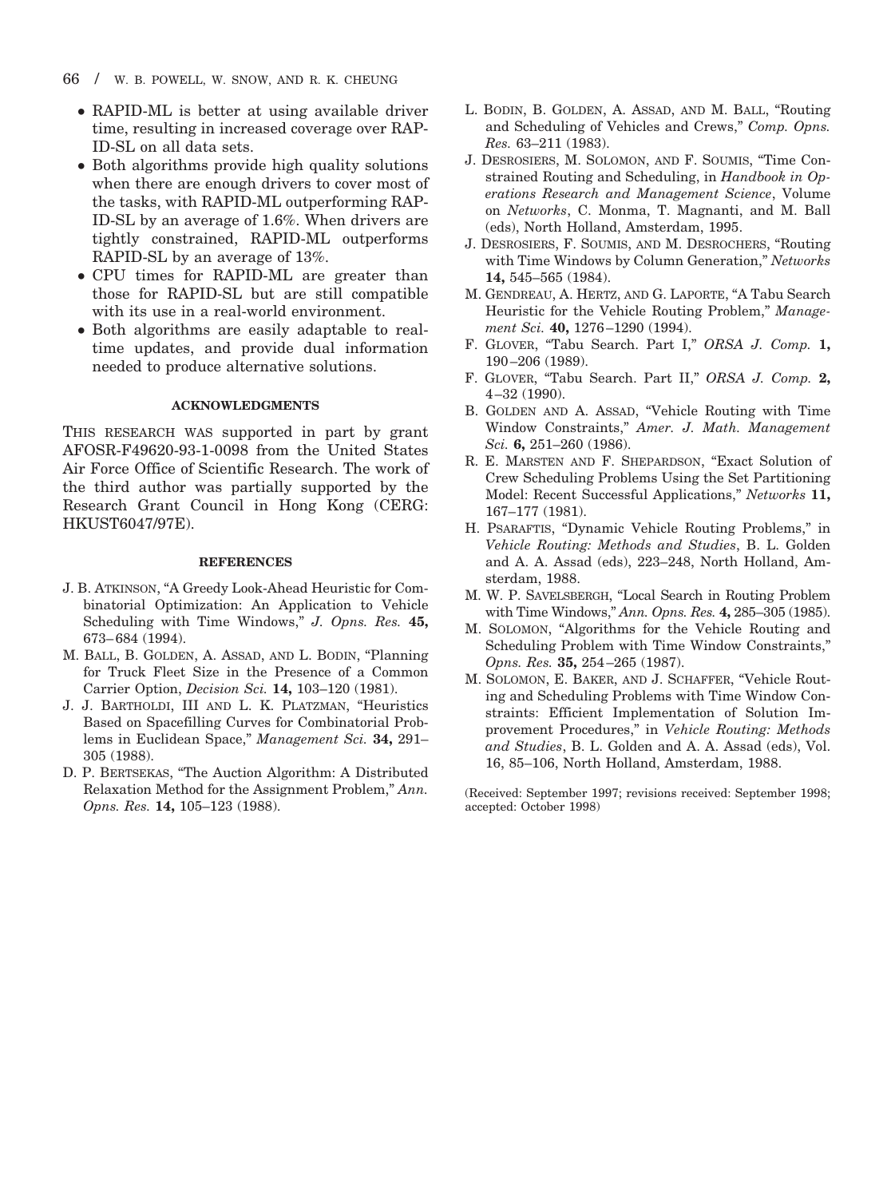- RAPID-ML is better at using available driver time, resulting in increased coverage over RAPID-SL on all data sets.
- Both algorithms provide high quality solutions when there are enough drivers to cover most of the tasks, with RAPID-ML outperforming RAPID-SL by an average of 1.6%. When drivers are tightly constrained, RAPID-ML outperforms RAPID-SL by an average of 13%.
- CPU times for RAPID-ML are greater than those for RAPID-SL but are still compatible with its use in a real-world environment.
- Both algorithms are easily adaptable to real-time updates, and provide dual information needed to produce alternative solutions.

## ACKNOWLEDGMENTS

THIS RESEARCH WAS supported in part by grant AFOSR-F49620-93-1-0098 from the United States Air Force Office of Scientific Research. The work of the third author was partially supported by the Research Grant Council in Hong Kong (CERG: HKUST6047/97E).

## REFERENCES

J. B. ATKINSON, "A Greedy Look-Ahead Heuristic for Combinatorial Optimization: An Application to Vehicle Scheduling with Time Windows," *J. Opns. Res.* **45,** 673–684 (1994).

M. BALL, B. GOLDEN, A. ASSAD, AND L. BODIN, "Planning for Truck Fleet Size in the Presence of a Common Carrier Option, *Decision Sci.* **14,** 103–120 (1981).

J. J. BARTHOLDI, III AND L. K. PLATZMAN, "Heuristics Based on Spacefilling Curves for Combinatorial Problems in Euclidean Space," *Management Sci.* **34,** 291–305 (1988).

D. P. BERTSEKAS, "The Auction Algorithm: A Distributed Relaxation Method for the Assignment Problem," *Ann. Opns. Res.* **14,** 105–123 (1988).

L. BODIN, B. GOLDEN, A. ASSAD, AND M. BALL, "Routing and Scheduling of Vehicles and Crews," *Comp. Opns. Res.* 63–211 (1983).

J. DESROSIERS, M. SOLOMON, AND F. SOUMIS, "Time Constrained Routing and Scheduling, in *Handbook in Operations Research and Management Science*, Volume on *Networks*, C. Monma, T. Magnanti, and M. Ball (eds), North Holland, Amsterdam, 1995.

J. DESROSIERS, F. SOUMIS, AND M. DESROCHERS, "Routing with Time Windows by Column Generation," *Networks* **14,** 545–565 (1984).

M. GENDREAU, A. HERTZ, AND G. LAPORTE, "A Tabu Search Heuristic for the Vehicle Routing Problem," *Management Sci.* **40,** 1276–1290 (1994).

F. GLOVER, "Tabu Search. Part I," *ORSA J. Comp.* **1,** 190–206 (1989).

F. GLOVER, "Tabu Search. Part II," *ORSA J. Comp.* **2,** 4–32 (1990).

B. GOLDEN AND A. ASSAD, "Vehicle Routing with Time Window Constraints," *Amer. J. Math. Management Sci.* **6,** 251–260 (1986).

R. E. MARSTEN AND F. SHEPARDSON, "Exact Solution of Crew Scheduling Problems Using the Set Partitioning Model: Recent Successful Applications," *Networks* **11,** 167–177 (1981).

H. PSARAFTIS, "Dynamic Vehicle Routing Problems," in *Vehicle Routing: Methods and Studies*, B. L. Golden and A. A. Assad (eds), 223–248, North Holland, Amsterdam, 1988.

M. W. P. SAVELSBERGH, "Local Search in Routing Problem with Time Windows," *Ann. Opns. Res.* **4,** 285–305 (1985).

M. SOLOMON, "Algorithms for the Vehicle Routing and Scheduling Problem with Time Window Constraints," *Opns. Res.* **35,** 254–265 (1987).

M. SOLOMON, E. BAKER, AND J. SCHAFFER, "Vehicle Routing and Scheduling Problems with Time Window Constraints: Efficient Implementation of Solution Improvement Procedures," in *Vehicle Routing: Methods and Studies*, B. L. Golden and A. A. Assad (eds), Vol. 16, 85–106, North Holland, Amsterdam, 1988.

(Received: September 1997; revisions received: September 1998; accepted: October 1998)